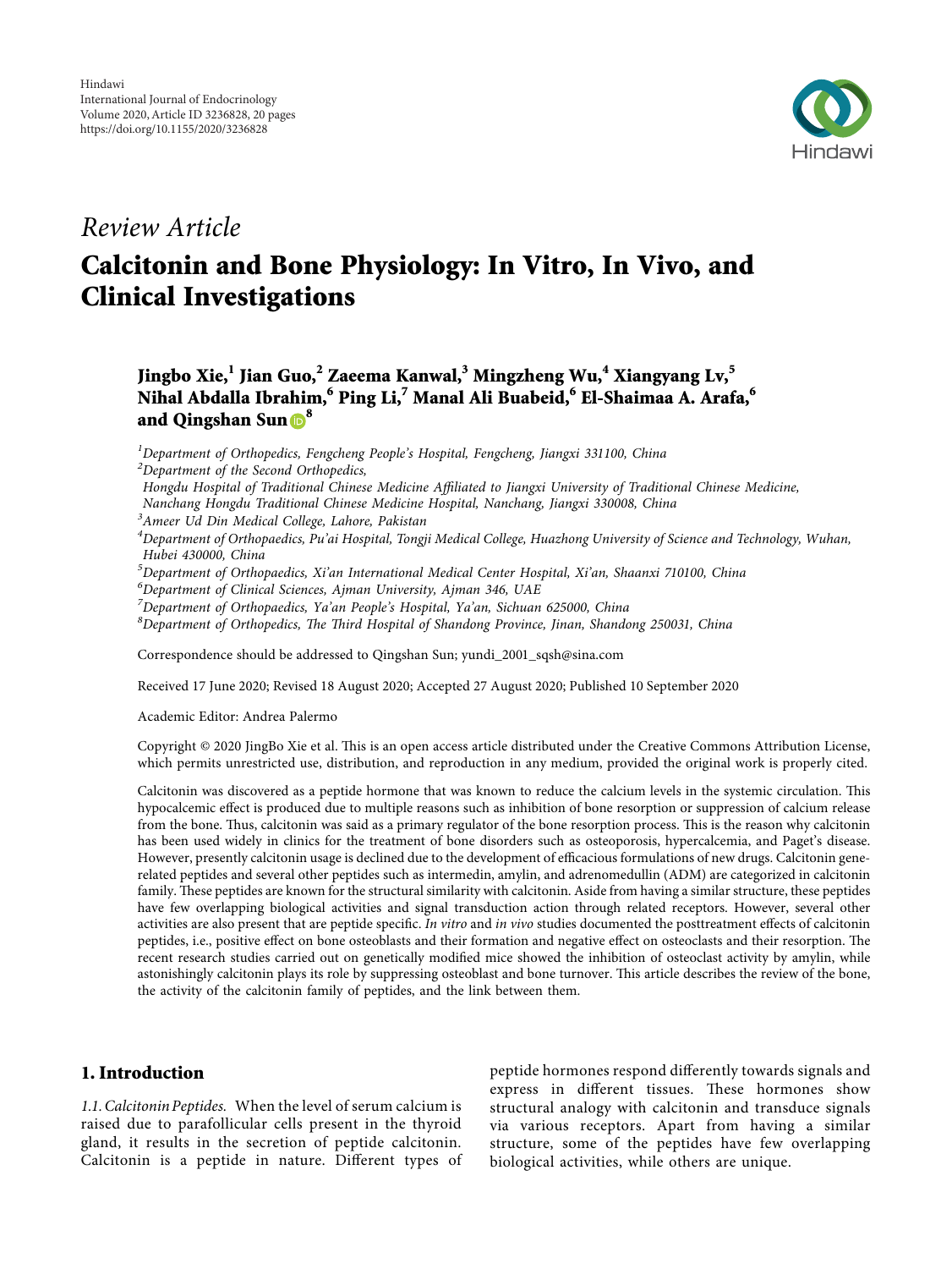Hindawi
International Journal of Endocrinology
Volume 2020, Article ID 3236828, 20 pages
https://doi.org/10.1155/2020/3236828

*Review Article*

# Calcitonin and Bone Physiology: In Vitro, In Vivo, and Clinical Investigations

**Jingbo Xie,[1] Jian Guo,[2] Zaeema Kanwal,[3] Mingzheng Wu,[4] Xiangyang Lv,[5] Nihal Abdalla Ibrahim,[6] Ping Li,[7] Manal Ali Buabeid,[6] El-Shaimaa A. Arafa,[6] and Qingshan Sun[8]**

[1]*Department of Orthopedics, Fengcheng People's Hospital, Fengcheng, Jiangxi 331100, China*
[2]*Department of the Second Orthopedics, Hongdu Hospital of Traditional Chinese Medicine Affiliated to Jiangxi University of Traditional Chinese Medicine, Nanchang Hongdu Traditional Chinese Medicine Hospital, Nanchang, Jiangxi 330008, China*
[3]*Ameer Ud Din Medical College, Lahore, Pakistan*
[4]*Department of Orthopaedics, Pu'ai Hospital, Tongji Medical College, Huazhong University of Science and Technology, Wuhan, Hubei 430000, China*
[5]*Department of Orthopaedics, Xi'an International Medical Center Hospital, Xi'an, Shaanxi 710100, China*
[6]*Department of Clinical Sciences, Ajman University, Ajman 346, UAE*
[7]*Department of Orthopaedics, Ya'an People's Hospital, Ya'an, Sichuan 625000, China*
[8]*Department of Orthopedics, The Third Hospital of Shandong Province, Jinan, Shandong 250031, China*

Correspondence should be addressed to Qingshan Sun; yundi_2001_sqsh@sina.com

Received 17 June 2020; Revised 18 August 2020; Accepted 27 August 2020; Published 10 September 2020

Academic Editor: Andrea Palermo

Copyright © 2020 JingBo Xie et al. This is an open access article distributed under the Creative Commons Attribution License, which permits unrestricted use, distribution, and reproduction in any medium, provided the original work is properly cited.

Calcitonin was discovered as a peptide hormone that was known to reduce the calcium levels in the systemic circulation. This hypocalcemic effect is produced due to multiple reasons such as inhibition of bone resorption or suppression of calcium release from the bone. Thus, calcitonin was said as a primary regulator of the bone resorption process. This is the reason why calcitonin has been used widely in clinics for the treatment of bone disorders such as osteoporosis, hypercalcemia, and Paget's disease. However, presently calcitonin usage is declined due to the development of efficacious formulations of new drugs. Calcitonin gene-related peptides and several other peptides such as intermedin, amylin, and adrenomedullin (ADM) are categorized in calcitonin family. These peptides are known for the structural similarity with calcitonin. Aside from having a similar structure, these peptides have few overlapping biological activities and signal transduction action through related receptors. However, several other activities are also present that are peptide specific. *In vitro* and *in vivo* studies documented the posttreatment effects of calcitonin peptides, i.e., positive effect on bone osteoblasts and their formation and negative effect on osteoclasts and their resorption. The recent research studies carried out on genetically modified mice showed the inhibition of osteoclast activity by amylin, while astonishingly calcitonin plays its role by suppressing osteoblast and bone turnover. This article describes the review of the bone, the activity of the calcitonin family of peptides, and the link between them.

## 1. Introduction

*1.1. Calcitonin Peptides.* When the level of serum calcium is raised due to parafollicular cells present in the thyroid gland, it results in the secretion of peptide calcitonin. Calcitonin is a peptide in nature. Different types of peptide hormones respond differently towards signals and express in different tissues. These hormones show structural analogy with calcitonin and transduce signals via various receptors. Apart from having a similar structure, some of the peptides have few overlapping biological activities, while others are unique.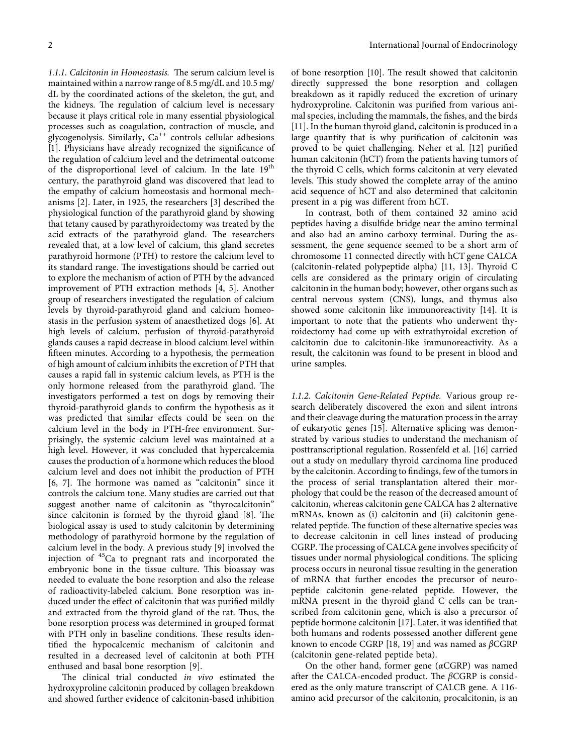*1.1.1. Calcitonin in Homeostasis.* The serum calcium level is maintained within a narrow range of 8.5 mg/dL and 10.5 mg/dL by the coordinated actions of the skeleton, the gut, and the kidneys. The regulation of calcium level is necessary because it plays critical role in many essential physiological processes such as coagulation, contraction of muscle, and glycogenolysis. Similarly, $Ca^{++}$ controls cellular adhesions [1]. Physicians have already recognized the significance of the regulation of calcium level and the detrimental outcome of the disproportional level of calcium. In the late $19^{th}$ century, the parathyroid gland was discovered that lead to the empathy of calcium homeostasis and hormonal mechanisms [2]. Later, in 1925, the researchers [3] described the physiological function of the parathyroid gland by showing that tetany caused by parathyroidectomy was treated by the acid extracts of the parathyroid gland. The researchers revealed that, at a low level of calcium, this gland secretes parathyroid hormone (PTH) to restore the calcium level to its standard range. The investigations should be carried out to explore the mechanism of action of PTH by the advanced improvement of PTH extraction methods [4, 5]. Another group of researchers investigated the regulation of calcium levels by thyroid-parathyroid gland and calcium homeostasis in the perfusion system of anaesthetized dogs [6]. At high levels of calcium, perfusion of thyroid-parathyroid glands causes a rapid decrease in blood calcium level within fifteen minutes. According to a hypothesis, the permeation of high amount of calcium inhibits the excretion of PTH that causes a rapid fall in systemic calcium levels, as PTH is the only hormone released from the parathyroid gland. The investigators performed a test on dogs by removing their thyroid-parathyroid glands to confirm the hypothesis as it was predicted that similar effects could be seen on the calcium level in the body in PTH-free environment. Surprisingly, the systemic calcium level was maintained at a high level. However, it was concluded that hypercalcemia causes the production of a hormone which reduces the blood calcium level and does not inhibit the production of PTH [6, 7]. The hormone was named as "calcitonin" since it controls the calcium tone. Many studies are carried out that suggest another name of calcitonin as "thyrocalcitonin" since calcitonin is formed by the thyroid gland [8]. The biological assay is used to study calcitonin by determining methodology of parathyroid hormone by the regulation of calcium level in the body. A previous study [9] involved the injection of $^{45}Ca$ to pregnant rats and incorporated the embryonic bone in the tissue culture. This bioassay was needed to evaluate the bone resorption and also the release of radioactivity-labeled calcium. Bone resorption was induced under the effect of calcitonin that was purified mildly and extracted from the thyroid gland of the rat. Thus, the bone resorption process was determined in grouped format with PTH only in baseline conditions. These results identified the hypocalcemic mechanism of calcitonin and resulted in a decreased level of calcitonin at both PTH enthused and basal bone resorption [9].

The clinical trial conducted *in vivo* estimated the hydroxyproline calcitonin produced by collagen breakdown and showed further evidence of calcitonin-based inhibition of bone resorption [10]. The result showed that calcitonin directly suppressed the bone resorption and collagen breakdown as it rapidly reduced the excretion of urinary hydroxyproline. Calcitonin was purified from various animal species, including the mammals, the fishes, and the birds [11]. In the human thyroid gland, calcitonin is produced in a large quantity that is why purification of calcitonin was proved to be quiet challenging. Neher et al. [12] purified human calcitonin (hCT) from the patients having tumors of the thyroid C cells, which forms calcitonin at very elevated levels. This study showed the complete array of the amino acid sequence of hCT and also determined that calcitonin present in a pig was different from hCT.

In contrast, both of them contained 32 amino acid peptides having a disulfide bridge near the amino terminal and also had an amino carboxy terminal. During the assessment, the gene sequence seemed to be a short arm of chromosome 11 connected directly with hCT gene CALCA (calcitonin-related polypeptide alpha) [11, 13]. Thyroid C cells are considered as the primary origin of circulating calcitonin in the human body; however, other organs such as central nervous system (CNS), lungs, and thymus also showed some calcitonin like immunoreactivity [14]. It is important to note that the patients who underwent thyroidectomy had come up with extrathyroidal excretion of calcitonin due to calcitonin-like immunoreactivity. As a result, the calcitonin was found to be present in blood and urine samples.

*1.1.2. Calcitonin Gene-Related Peptide.* Various group research deliberately discovered the exon and silent introns and their cleavage during the maturation process in the array of eukaryotic genes [15]. Alternative splicing was demonstrated by various studies to understand the mechanism of posttranscriptional regulation. Rossenfeld et al. [16] carried out a study on medullary thyroid carcinoma line produced by the calcitonin. According to findings, few of the tumors in the process of serial transplantation altered their morphology that could be the reason of the decreased amount of calcitonin, whereas calcitonin gene CALCA has 2 alternative mRNAs, known as (i) calcitonin and (ii) calcitonin gene-related peptide. The function of these alternative species was to decrease calcitonin in cell lines instead of producing CGRP. The processing of CALCA gene involves specificity of tissues under normal physiological conditions. The splicing process occurs in neuronal tissue resulting in the generation of mRNA that further encodes the precursor of neuropeptide calcitonin gene-related peptide. However, the mRNA present in the thyroid gland C cells can be transcribed from calcitonin gene, which is also a precursor of peptide hormone calcitonin [17]. Later, it was identified that both humans and rodents possessed another different gene known to encode CGRP [18, 19] and was named as $\beta$CGRP (calcitonin gene-related peptide beta).

On the other hand, former gene ($\alpha$CGRP) was named after the CALCA-encoded product. The $\beta$CGRP is considered as the only mature transcript of CALCB gene. A 116-amino acid precursor of the calcitonin, procalcitonin, is an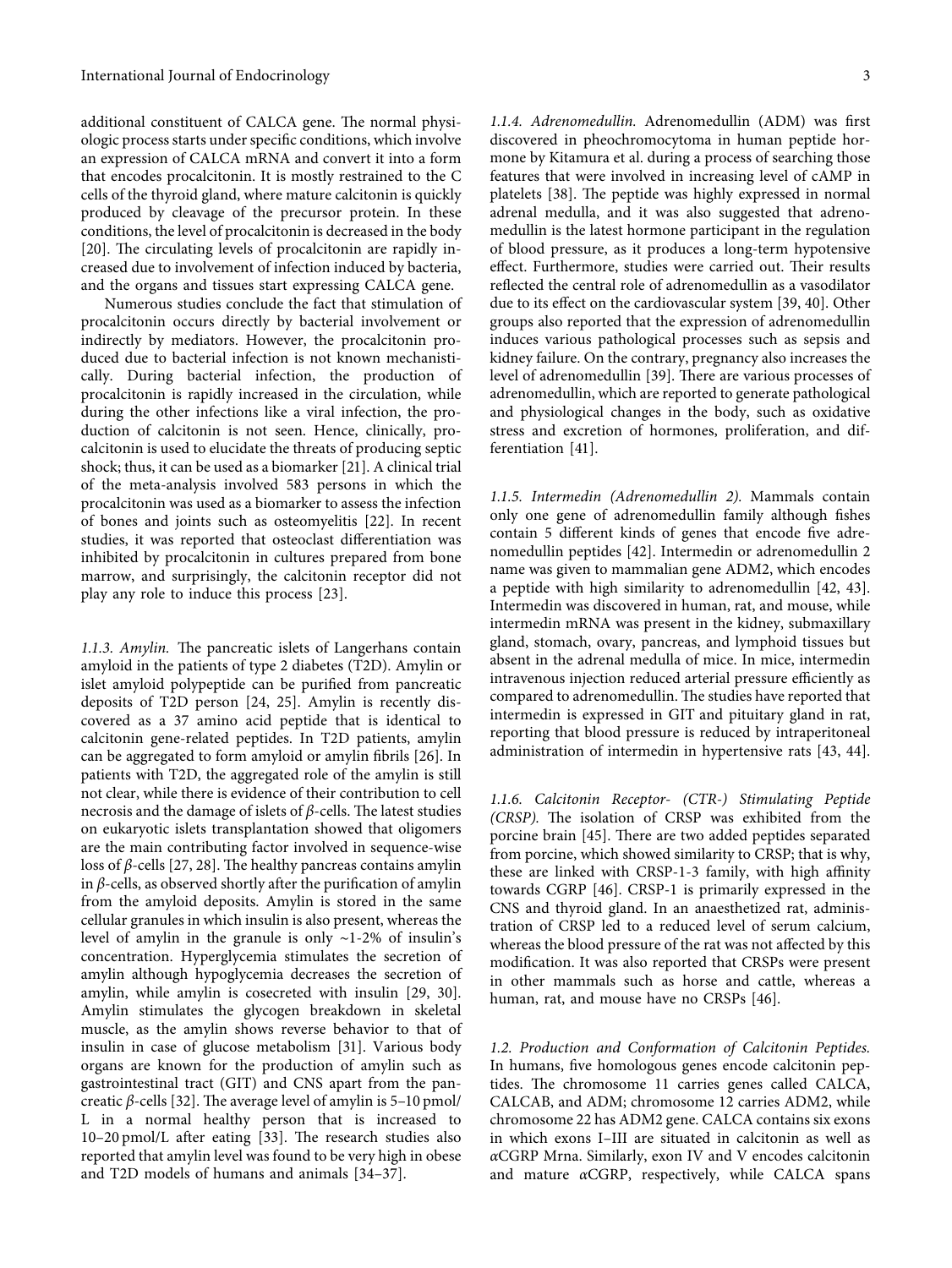additional constituent of CALCA gene. The normal physiologic process starts under specific conditions, which involve an expression of CALCA mRNA and convert it into a form that encodes procalcitonin. It is mostly restrained to the C cells of the thyroid gland, where mature calcitonin is quickly produced by cleavage of the precursor protein. In these conditions, the level of procalcitonin is decreased in the body [20]. The circulating levels of procalcitonin are rapidly increased due to involvement of infection induced by bacteria, and the organs and tissues start expressing CALCA gene.

Numerous studies conclude the fact that stimulation of procalcitonin occurs directly by bacterial involvement or indirectly by mediators. However, the procalcitonin produced due to bacterial infection is not known mechanistically. During bacterial infection, the production of procalcitonin is rapidly increased in the circulation, while during the other infections like a viral infection, the production of calcitonin is not seen. Hence, clinically, procalcitonin is used to elucidate the threats of producing septic shock; thus, it can be used as a biomarker [21]. A clinical trial of the meta-analysis involved 583 persons in which the procalcitonin was used as a biomarker to assess the infection of bones and joints such as osteomyelitis [22]. In recent studies, it was reported that osteoclast differentiation was inhibited by procalcitonin in cultures prepared from bone marrow, and surprisingly, the calcitonin receptor did not play any role to induce this process [23].

#### 1.1.3. Amylin.

The pancreatic islets of Langerhans contain amyloid in the patients of type 2 diabetes (T2D). Amylin or islet amyloid polypeptide can be purified from pancreatic deposits of T2D person [24, 25]. Amylin is recently discovered as a 37 amino acid peptide that is identical to calcitonin gene-related peptides. In T2D patients, amylin can be aggregated to form amyloid or amylin fibrils [26]. In patients with T2D, the aggregated role of the amylin is still not clear, while there is evidence of their contribution to cell necrosis and the damage of islets of $\beta$-cells. The latest studies on eukaryotic islets transplantation showed that oligomers are the main contributing factor involved in sequence-wise loss of $\beta$-cells [27, 28]. The healthy pancreas contains amylin in $\beta$-cells, as observed shortly after the purification of amylin from the amyloid deposits. Amylin is stored in the same cellular granules in which insulin is also present, whereas the level of amylin in the granule is only ~1-2% of insulin's concentration. Hyperglycemia stimulates the secretion of amylin although hypoglycemia decreases the secretion of amylin, while amylin is cosecreted with insulin [29, 30]. Amylin stimulates the glycogen breakdown in skeletal muscle, as the amylin shows reverse behavior to that of insulin in case of glucose metabolism [31]. Various body organs are known for the production of amylin such as gastrointestinal tract (GIT) and CNS apart from the pancreatic $\beta$-cells [32]. The average level of amylin is 5–10 pmol/L in a normal healthy person that is increased to 10–20 pmol/L after eating [33]. The research studies also reported that amylin level was found to be very high in obese and T2D models of humans and animals [34–37].

#### 1.1.4. Adrenomedullin.

Adrenomedullin (ADM) was first discovered in pheochromocytoma in human peptide hormone by Kitamura et al. during a process of searching those features that were involved in increasing level of cAMP in platelets [38]. The peptide was highly expressed in normal adrenal medulla, and it was also suggested that adrenomedullin is the latest hormone participant in the regulation of blood pressure, as it produces a long-term hypotensive effect. Furthermore, studies were carried out. Their results reflected the central role of adrenomedullin as a vasodilator due to its effect on the cardiovascular system [39, 40]. Other groups also reported that the expression of adrenomedullin induces various pathological processes such as sepsis and kidney failure. On the contrary, pregnancy also increases the level of adrenomedullin [39]. There are various processes of adrenomedullin, which are reported to generate pathological and physiological changes in the body, such as oxidative stress and excretion of hormones, proliferation, and differentiation [41].

#### 1.1.5. Intermedin (Adrenomedullin 2).

Mammals contain only one gene of adrenomedullin family although fishes contain 5 different kinds of genes that encode five adrenomedullin peptides [42]. Intermedin or adrenomedullin 2 name was given to mammalian gene ADM2, which encodes a peptide with high similarity to adrenomedullin [42, 43]. Intermedin was discovered in human, rat, and mouse, while intermedin mRNA was present in the kidney, submaxillary gland, stomach, ovary, pancreas, and lymphoid tissues but absent in the adrenal medulla of mice. In mice, intermedin intravenous injection reduced arterial pressure efficiently as compared to adrenomedullin. The studies have reported that intermedin is expressed in GIT and pituitary gland in rat, reporting that blood pressure is reduced by intraperitoneal administration of intermedin in hypertensive rats [43, 44].

#### 1.1.6. Calcitonin Receptor- (CTR-) Stimulating Peptide (CRSP).

The isolation of CRSP was exhibited from the porcine brain [45]. There are two added peptides separated from porcine, which showed similarity to CRSP; that is why, these are linked with CRSP-1-3 family, with high affinity towards CGRP [46]. CRSP-1 is primarily expressed in the CNS and thyroid gland. In an anaesthetized rat, administration of CRSP led to a reduced level of serum calcium, whereas the blood pressure of the rat was not affected by this modification. It was also reported that CRSPs were present in other mammals such as horse and cattle, whereas a human, rat, and mouse have no CRSPs [46].

### 1.2. Production and Conformation of Calcitonin Peptides.

In humans, five homologous genes encode calcitonin peptides. The chromosome 11 carries genes called CALCA, CALCAB, and ADM; chromosome 12 carries ADM2, while chromosome 22 has ADM2 gene. CALCA contains six exons in which exons I–III are situated in calcitonin as well as $\alpha$CGRP Mrna. Similarly, exon IV and V encodes calcitonin and mature $\alpha$CGRP, respectively, while CALCA spans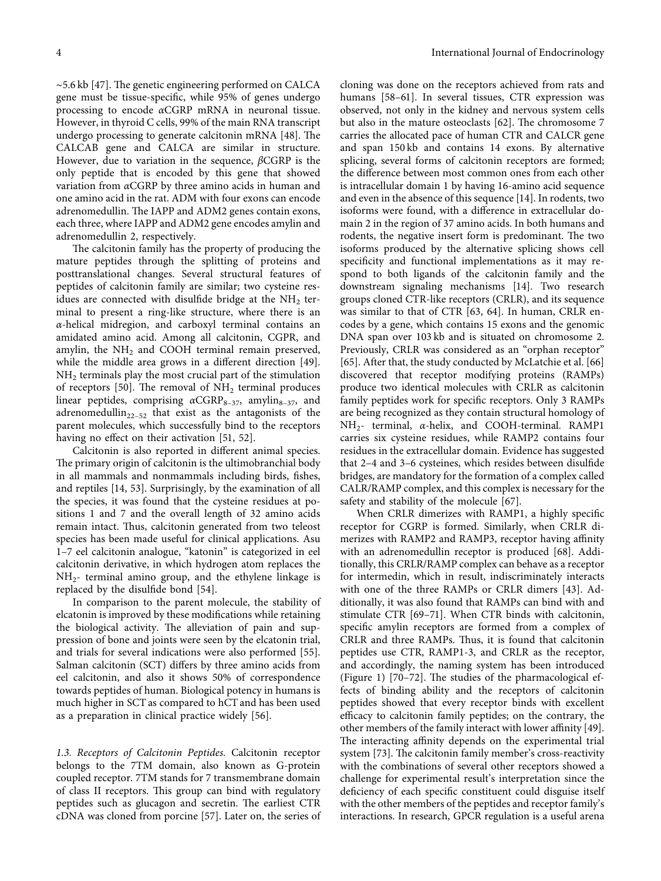~5.6 kb [47]. The genetic engineering performed on CALCA gene must be tissue-specific, while 95% of genes undergo processing to encode αCGRP mRNA in neuronal tissue. However, in thyroid C cells, 99% of the main RNA transcript undergo processing to generate calcitonin mRNA [48]. The CALCAB gene and CALCA are similar in structure. However, due to variation in the sequence, βCGRP is the only peptide that is encoded by this gene that showed variation from αCGRP by three amino acids in human and one amino acid in the rat. ADM with four exons can encode adrenomedullin. The IAPP and ADM2 genes contain exons, each three, where IAPP and ADM2 gene encodes amylin and adrenomedullin 2, respectively.

The calcitonin family has the property of producing the mature peptides through the splitting of proteins and posttranslational changes. Several structural features of peptides of calcitonin family are similar; two cysteine residues are connected with disulfide bridge at the $NH_2$ terminal to present a ring-like structure, where there is an α-helical midregion, and carboxyl terminal contains an amidated amino acid. Among all calcitonin, CGPR, and amylin, the $NH_2$ and COOH terminal remain preserved, while the middle area grows in a different direction [49]. $NH_2$ terminals play the most crucial part of the stimulation of receptors [50]. The removal of $NH_2$ terminal produces linear peptides, comprising $\alpha CGRP_{8-37}$, $amylin_{8-37}$, and $adrenomedullin_{22-52}$ that exist as the antagonists of the parent molecules, which successfully bind to the receptors having no effect on their activation [51, 52].

Calcitonin is also reported in different animal species. The primary origin of calcitonin is the ultimobranchial body in all mammals and nonmammals including birds, fishes, and reptiles [14, 53]. Surprisingly, by the examination of all the species, it was found that the cysteine residues at positions 1 and 7 and the overall length of 32 amino acids remain intact. Thus, calcitonin generated from two teleost species has been made useful for clinical applications. Asu 1–7 eel calcitonin analogue, "katonin" is categorized in eel calcitonin derivative, in which hydrogen atom replaces the $NH_2$- terminal amino group, and the ethylene linkage is replaced by the disulfide bond [54].

In comparison to the parent molecule, the stability of elcatonin is improved by these modifications while retaining the biological activity. The alleviation of pain and suppression of bone and joints were seen by the elcatonin trial, and trials for several indications were also performed [55]. Salman calcitonin (SCT) differs by three amino acids from eel calcitonin, and also it shows 50% of correspondence towards peptides of human. Biological potency in humans is much higher in SCT as compared to hCT and has been used as a preparation in clinical practice widely [56].

*1.3. Receptors of Calcitonin Peptides.* Calcitonin receptor belongs to the 7TM domain, also known as G-protein coupled receptor. 7TM stands for 7 transmembrane domain of class II receptors. This group can bind with regulatory peptides such as glucagon and secretin. The earliest CTR cDNA was cloned from porcine [57]. Later on, the series of cloning was done on the receptors achieved from rats and humans [58–61]. In several tissues, CTR expression was observed, not only in the kidney and nervous system cells but also in the mature osteoclasts [62]. The chromosome 7 carries the allocated pace of human CTR and CALCR gene and span 150 kb and contains 14 exons. By alternative splicing, several forms of calcitonin receptors are formed; the difference between most common ones from each other is intracellular domain 1 by having 16-amino acid sequence and even in the absence of this sequence [14]. In rodents, two isoforms were found, with a difference in extracellular domain 2 in the region of 37 amino acids. In both humans and rodents, the negative insert form is predominant. The two isoforms produced by the alternative splicing shows cell specificity and functional implementations as it may respond to both ligands of the calcitonin family and the downstream signaling mechanisms [14]. Two research groups cloned CTR-like receptors (CRLR), and its sequence was similar to that of CTR [63, 64]. In human, CRLR encodes by a gene, which contains 15 exons and the genomic DNA span over 103 kb and is situated on chromosome 2. Previously, CRLR was considered as an "orphan receptor" [65]. After that, the study conducted by McLatchie et al. [66] discovered that receptor modifying proteins (RAMPs) produce two identical molecules with CRLR as calcitonin family peptides work for specific receptors. Only 3 RAMPs are being recognized as they contain structural homology of $NH_2$- terminal, α-helix, and COOH-terminal. RAMP1 carries six cysteine residues, while RAMP2 contains four residues in the extracellular domain. Evidence has suggested that 2–4 and 3–6 cysteines, which resides between disulfide bridges, are mandatory for the formation of a complex called CALR/RAMP complex, and this complex is necessary for the safety and stability of the molecule [67].

When CRLR dimerizes with RAMP1, a highly specific receptor for CGRP is formed. Similarly, when CRLR dimerizes with RAMP2 and RAMP3, receptor having affinity with an adrenomedullin receptor is produced [68]. Additionally, this CRLR/RAMP complex can behave as a receptor for intermedin, which in result, indiscriminately interacts with one of the three RAMPs or CRLR dimers [43]. Additionally, it was also found that RAMPs can bind with and stimulate CTR [69–71]. When CTR binds with calcitonin, specific amylin receptors are formed from a complex of CRLR and three RAMPs. Thus, it is found that calcitonin peptides use CTR, RAMP1-3, and CRLR as the receptor, and accordingly, the naming system has been introduced (Figure 1) [70–72]. The studies of the pharmacological effects of binding ability and the receptors of calcitonin peptides showed that every receptor binds with excellent efficacy to calcitonin family peptides; on the contrary, the other members of the family interact with lower affinity [49]. The interacting affinity depends on the experimental trial system [73]. The calcitonin family member's cross-reactivity with the combinations of several other receptors showed a challenge for experimental result's interpretation since the deficiency of each specific constituent could disguise itself with the other members of the peptides and receptor family's interactions. In research, GPCR regulation is a useful arena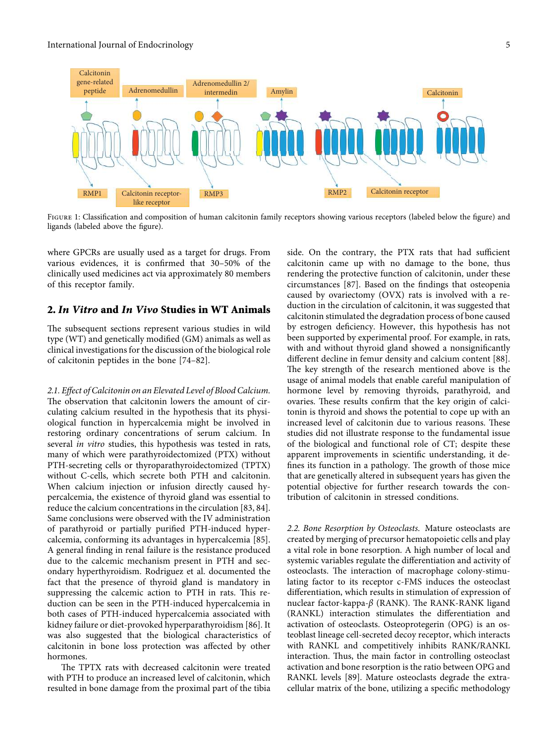Calcitonin gene-related peptide

Adrenomedullin

Adrenomedullin 2/ intermedin

Amylin

Calcitonin

RMP1

Calcitonin receptor-like receptor

RMP3

RMP2

Calcitonin receptor

Figure 1: Classification and composition of human calcitonin family receptors showing various receptors (labeled below the figure) and ligands (labeled above the figure).

where GPCRs are usually used as a target for drugs. From various evidences, it is confirmed that 30–50% of the clinically used medicines act via approximately 80 members of this receptor family.

## 2. *In Vitro* and *In Vivo* Studies in WT Animals

The subsequent sections represent various studies in wild type (WT) and genetically modified (GM) animals as well as clinical investigations for the discussion of the biological role of calcitonin peptides in the bone [74–82].

### 2.1. Effect of Calcitonin on an Elevated Level of Blood Calcium.

The observation that calcitonin lowers the amount of circulating calcium resulted in the hypothesis that its physiological function in hypercalcemia might be involved in restoring ordinary concentrations of serum calcium. In several *in vitro* studies, this hypothesis was tested in rats, many of which were parathyroidectomized (PTX) without PTH-secreting cells or thyroparathyroidectomized (TPTX) without C-cells, which secrete both PTH and calcitonin. When calcium injection or infusion directly caused hypercalcemia, the existence of thyroid gland was essential to reduce the calcium concentrations in the circulation [83, 84]. Same conclusions were observed with the IV administration of parathyroid or partially purified PTH-induced hypercalcemia, conforming its advantages in hypercalcemia [85]. A general finding in renal failure is the resistance produced due to the calcemic mechanism present in PTH and secondary hyperthyroidism. Rodriguez et al. documented the fact that the presence of thyroid gland is mandatory in suppressing the calcemic action to PTH in rats. This reduction can be seen in the PTH-induced hypercalcemia in both cases of PTH-induced hypercalcemia associated with kidney failure or diet-provoked hyperparathyroidism [86]. It was also suggested that the biological characteristics of calcitonin in bone loss protection was affected by other hormones.

The TPTX rats with decreased calcitonin were treated with PTH to produce an increased level of calcitonin, which resulted in bone damage from the proximal part of the tibia side. On the contrary, the PTX rats that had sufficient calcitonin came up with no damage to the bone, thus rendering the protective function of calcitonin, under these circumstances [87]. Based on the findings that osteopenia caused by ovariectomy (OVX) rats is involved with a reduction in the circulation of calcitonin, it was suggested that calcitonin stimulated the degradation process of bone caused by estrogen deficiency. However, this hypothesis has not been supported by experimental proof. For example, in rats, with and without thyroid gland showed a nonsignificantly different decline in femur density and calcium content [88]. The key strength of the research mentioned above is the usage of animal models that enable careful manipulation of hormone level by removing thyroids, parathyroid, and ovaries. These results confirm that the key origin of calcitonin is thyroid and shows the potential to cope up with an increased level of calcitonin due to various reasons. These studies did not illustrate response to the fundamental issue of the biological and functional role of CT; despite these apparent improvements in scientific understanding, it defines its function in a pathology. The growth of those mice that are genetically altered in subsequent years has given the potential objective for further research towards the contribution of calcitonin in stressed conditions.

### 2.2. Bone Resorption by Osteoclasts.

Mature osteoclasts are created by merging of precursor hematopoietic cells and play a vital role in bone resorption. A high number of local and systemic variables regulate the differentiation and activity of osteoclasts. The interaction of macrophage colony-stimulating factor to its receptor c-FMS induces the osteoclast differentiation, which results in stimulation of expression of nuclear factor-kappa-$\beta$ (RANK). The RANK-RANK ligand (RANKL) interaction stimulates the differentiation and activation of osteoclasts. Osteoprotegerin (OPG) is an osteoblast lineage cell-secreted decoy receptor, which interacts with RANKL and competitively inhibits RANK/RANKL interaction. Thus, the main factor in controlling osteoclast activation and bone resorption is the ratio between OPG and RANKL levels [89]. Mature osteoclasts degrade the extracellular matrix of the bone, utilizing a specific methodology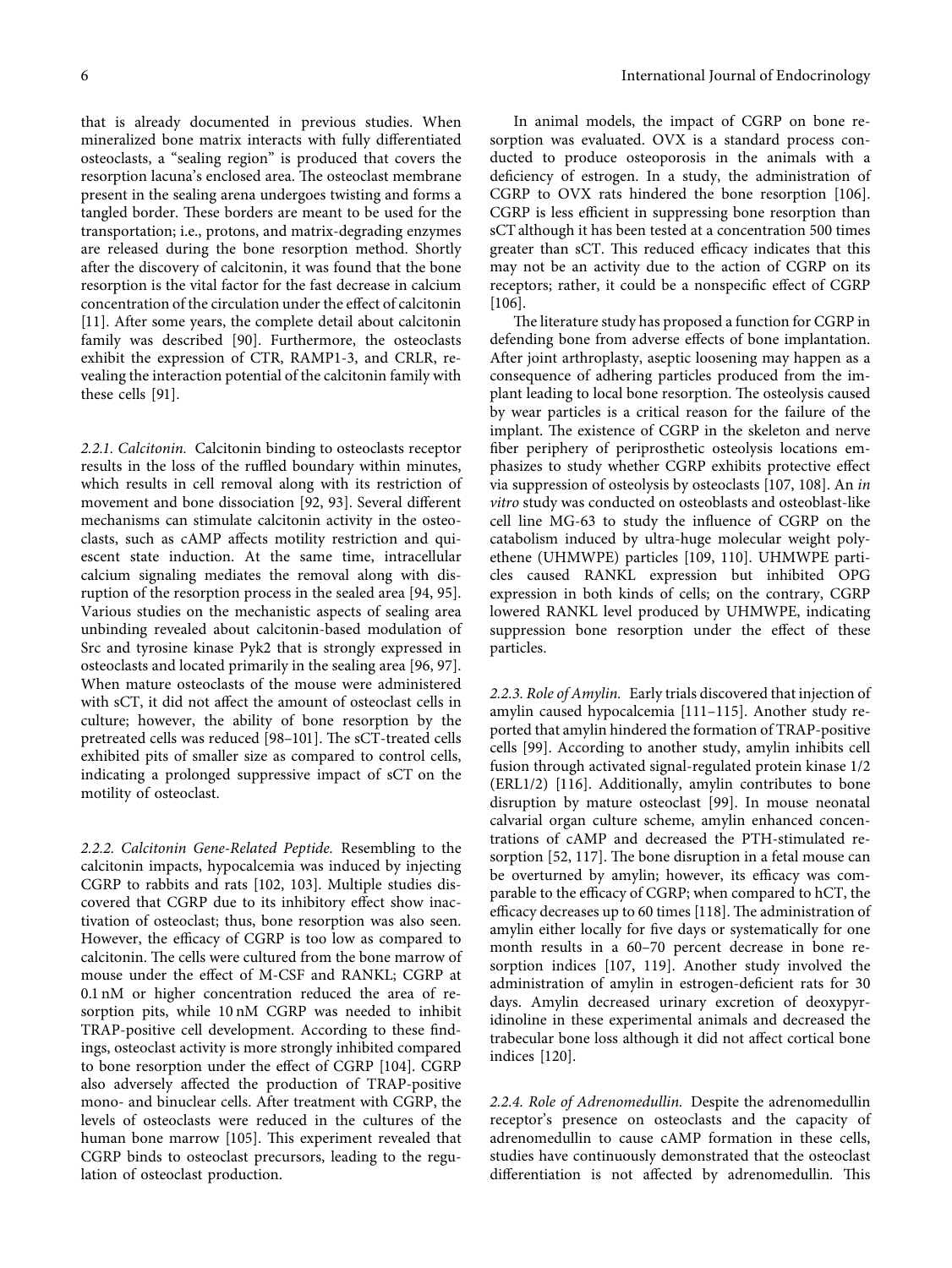that is already documented in previous studies. When mineralized bone matrix interacts with fully differentiated osteoclasts, a "sealing region" is produced that covers the resorption lacuna's enclosed area. The osteoclast membrane present in the sealing arena undergoes twisting and forms a tangled border. These borders are meant to be used for the transportation; i.e., protons, and matrix-degrading enzymes are released during the bone resorption method. Shortly after the discovery of calcitonin, it was found that the bone resorption is the vital factor for the fast decrease in calcium concentration of the circulation under the effect of calcitonin [11]. After some years, the complete detail about calcitonin family was described [90]. Furthermore, the osteoclasts exhibit the expression of CTR, RAMP1-3, and CRLR, revealing the interaction potential of the calcitonin family with these cells [91].

*2.2.1. Calcitonin.* Calcitonin binding to osteoclasts receptor results in the loss of the ruffled boundary within minutes, which results in cell removal along with its restriction of movement and bone dissociation [92, 93]. Several different mechanisms can stimulate calcitonin activity in the osteoclasts, such as cAMP affects motility restriction and quiescent state induction. At the same time, intracellular calcium signaling mediates the removal along with disruption of the resorption process in the sealed area [94, 95]. Various studies on the mechanistic aspects of sealing area unbinding revealed about calcitonin-based modulation of Src and tyrosine kinase Pyk2 that is strongly expressed in osteoclasts and located primarily in the sealing area [96, 97]. When mature osteoclasts of the mouse were administered with sCT, it did not affect the amount of osteoclast cells in culture; however, the ability of bone resorption by the pretreated cells was reduced [98–101]. The sCT-treated cells exhibited pits of smaller size as compared to control cells, indicating a prolonged suppressive impact of sCT on the motility of osteoclast.

*2.2.2. Calcitonin Gene-Related Peptide.* Resembling to the calcitonin impacts, hypocalcemia was induced by injecting CGRP to rabbits and rats [102, 103]. Multiple studies discovered that CGRP due to its inhibitory effect show inactivation of osteoclast; thus, bone resorption was also seen. However, the efficacy of CGRP is too low as compared to calcitonin. The cells were cultured from the bone marrow of mouse under the effect of M-CSF and RANKL; CGRP at 0.1 nM or higher concentration reduced the area of resorption pits, while 10 nM CGRP was needed to inhibit TRAP-positive cell development. According to these findings, osteoclast activity is more strongly inhibited compared to bone resorption under the effect of CGRP [104]. CGRP also adversely affected the production of TRAP-positive mono- and binuclear cells. After treatment with CGRP, the levels of osteoclasts were reduced in the cultures of the human bone marrow [105]. This experiment revealed that CGRP binds to osteoclast precursors, leading to the regulation of osteoclast production.

In animal models, the impact of CGRP on bone resorption was evaluated. OVX is a standard process conducted to produce osteoporosis in the animals with a deficiency of estrogen. In a study, the administration of CGRP to OVX rats hindered the bone resorption [106]. CGRP is less efficient in suppressing bone resorption than sCT although it has been tested at a concentration 500 times greater than sCT. This reduced efficacy indicates that this may not be an activity due to the action of CGRP on its receptors; rather, it could be a nonspecific effect of CGRP [106].

The literature study has proposed a function for CGRP in defending bone from adverse effects of bone implantation. After joint arthroplasty, aseptic loosening may happen as a consequence of adhering particles produced from the implant leading to local bone resorption. The osteolysis caused by wear particles is a critical reason for the failure of the implant. The existence of CGRP in the skeleton and nerve fiber periphery of periprosthetic osteolysis locations emphasizes to study whether CGRP exhibits protective effect via suppression of osteolysis by osteoclasts [107, 108]. An *in vitro* study was conducted on osteoblasts and osteoblast-like cell line MG-63 to study the influence of CGRP on the catabolism induced by ultra-huge molecular weight polyethene (UHMWPE) particles [109, 110]. UHMWPE particles caused RANKL expression but inhibited OPG expression in both kinds of cells; on the contrary, CGRP lowered RANKL level produced by UHMWPE, indicating suppression bone resorption under the effect of these particles.

*2.2.3. Role of Amylin.* Early trials discovered that injection of amylin caused hypocalcemia [111–115]. Another study reported that amylin hindered the formation of TRAP-positive cells [99]. According to another study, amylin inhibits cell fusion through activated signal-regulated protein kinase 1/2 (ERL1/2) [116]. Additionally, amylin contributes to bone disruption by mature osteoclast [99]. In mouse neonatal calvarial organ culture scheme, amylin enhanced concentrations of cAMP and decreased the PTH-stimulated resorption [52, 117]. The bone disruption in a fetal mouse can be overturned by amylin; however, its efficacy was comparable to the efficacy of CGRP; when compared to hCT, the efficacy decreases up to 60 times [118]. The administration of amylin either locally for five days or systematically for one month results in a 60–70 percent decrease in bone resorption indices [107, 119]. Another study involved the administration of amylin in estrogen-deficient rats for 30 days. Amylin decreased urinary excretion of deoxypyridinoline in these experimental animals and decreased the trabecular bone loss although it did not affect cortical bone indices [120].

*2.2.4. Role of Adrenomedullin.* Despite the adrenomedullin receptor's presence on osteoclasts and the capacity of adrenomedullin to cause cAMP formation in these cells, studies have continuously demonstrated that the osteoclast differentiation is not affected by adrenomedullin. This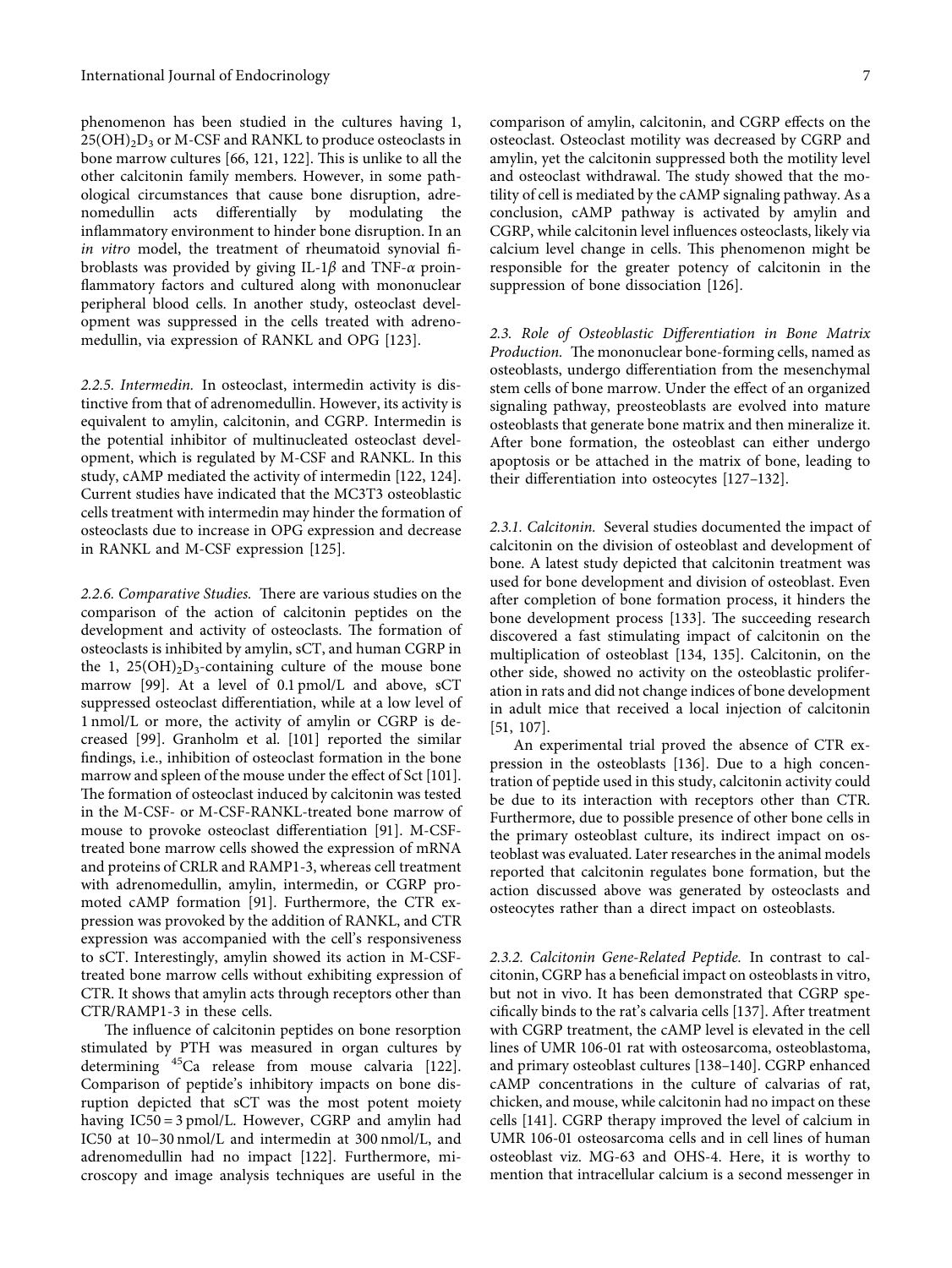phenomenon has been studied in the cultures having 1, $25(OH)_2D_3$ or M-CSF and RANKL to produce osteoclasts in bone marrow cultures [66, 121, 122]. This is unlike to all the other calcitonin family members. However, in some pathological circumstances that cause bone disruption, adrenomedullin acts differentially by modulating the inflammatory environment to hinder bone disruption. In an *in vitro* model, the treatment of rheumatoid synovial fibroblasts was provided by giving IL-1$\beta$ and TNF-$\alpha$ proinflammatory factors and cultured along with mononuclear peripheral blood cells. In another study, osteoclast development was suppressed in the cells treated with adrenomedullin, via expression of RANKL and OPG [123].

*2.2.5. Intermedin.* In osteoclast, intermedin activity is distinctive from that of adrenomedullin. However, its activity is equivalent to amylin, calcitonin, and CGRP. Intermedin is the potential inhibitor of multinucleated osteoclast development, which is regulated by M-CSF and RANKL. In this study, cAMP mediated the activity of intermedin [122, 124]. Current studies have indicated that the MC3T3 osteoblastic cells treatment with intermedin may hinder the formation of osteoclasts due to increase in OPG expression and decrease in RANKL and M-CSF expression [125].

*2.2.6. Comparative Studies.* There are various studies on the comparison of the action of calcitonin peptides on the development and activity of osteoclasts. The formation of osteoclasts is inhibited by amylin, sCT, and human CGRP in the 1, $25(OH)_2D_3$-containing culture of the mouse bone marrow [99]. At a level of 0.1 pmol/L and above, sCT suppressed osteoclast differentiation, while at a low level of 1 nmol/L or more, the activity of amylin or CGRP is decreased [99]. Granholm et al. [101] reported the similar findings, i.e., inhibition of osteoclast formation in the bone marrow and spleen of the mouse under the effect of Sct [101]. The formation of osteoclast induced by calcitonin was tested in the M-CSF- or M-CSF-RANKL-treated bone marrow of mouse to provoke osteoclast differentiation [91]. M-CSF-treated bone marrow cells showed the expression of mRNA and proteins of CRLR and RAMP1-3, whereas cell treatment with adrenomedullin, amylin, intermedin, or CGRP promoted cAMP formation [91]. Furthermore, the CTR expression was provoked by the addition of RANKL, and CTR expression was accompanied with the cell's responsiveness to sCT. Interestingly, amylin showed its action in M-CSF-treated bone marrow cells without exhibiting expression of CTR. It shows that amylin acts through receptors other than CTR/RAMP1-3 in these cells.

The influence of calcitonin peptides on bone resorption stimulated by PTH was measured in organ cultures by determining $^{45}Ca$ release from mouse calvaria [122]. Comparison of peptide's inhibitory impacts on bone disruption depicted that sCT was the most potent moiety having IC50 = 3 pmol/L. However, CGRP and amylin had IC50 at 10–30 nmol/L and intermedin at 300 nmol/L, and adrenomedullin had no impact [122]. Furthermore, microscopy and image analysis techniques are useful in the comparison of amylin, calcitonin, and CGRP effects on the osteoclast. Osteoclast motility was decreased by CGRP and amylin, yet the calcitonin suppressed both the motility level and osteoclast withdrawal. The study showed that the motility of cell is mediated by the cAMP signaling pathway. As a conclusion, cAMP pathway is activated by amylin and CGRP, while calcitonin level influences osteoclasts, likely via calcium level change in cells. This phenomenon might be responsible for the greater potency of calcitonin in the suppression of bone dissociation [126].

*2.3. Role of Osteoblastic Differentiation in Bone Matrix Production.* The mononuclear bone-forming cells, named as osteoblasts, undergo differentiation from the mesenchymal stem cells of bone marrow. Under the effect of an organized signaling pathway, preosteoblasts are evolved into mature osteoblasts that generate bone matrix and then mineralize it. After bone formation, the osteoblast can either undergo apoptosis or be attached in the matrix of bone, leading to their differentiation into osteocytes [127–132].

*2.3.1. Calcitonin.* Several studies documented the impact of calcitonin on the division of osteoblast and development of bone. A latest study depicted that calcitonin treatment was used for bone development and division of osteoblast. Even after completion of bone formation process, it hinders the bone development process [133]. The succeeding research discovered a fast stimulating impact of calcitonin on the multiplication of osteoblast [134, 135]. Calcitonin, on the other side, showed no activity on the osteoblastic proliferation in rats and did not change indices of bone development in adult mice that received a local injection of calcitonin [51, 107].

An experimental trial proved the absence of CTR expression in the osteoblasts [136]. Due to a high concentration of peptide used in this study, calcitonin activity could be due to its interaction with receptors other than CTR. Furthermore, due to possible presence of other bone cells in the primary osteoblast culture, its indirect impact on osteoblast was evaluated. Later researches in the animal models reported that calcitonin regulates bone formation, but the action discussed above was generated by osteoclasts and osteocytes rather than a direct impact on osteoblasts.

*2.3.2. Calcitonin Gene-Related Peptide.* In contrast to calcitonin, CGRP has a beneficial impact on osteoblasts in vitro, but not in vivo. It has been demonstrated that CGRP specifically binds to the rat's calvaria cells [137]. After treatment with CGRP treatment, the cAMP level is elevated in the cell lines of UMR 106-01 rat with osteosarcoma, osteoblastoma, and primary osteoblast cultures [138–140]. CGRP enhanced cAMP concentrations in the culture of calvarias of rat, chicken, and mouse, while calcitonin had no impact on these cells [141]. CGRP therapy improved the level of calcium in UMR 106-01 osteosarcoma cells and in cell lines of human osteoblast viz. MG-63 and OHS-4. Here, it is worthy to mention that intracellular calcium is a second messenger in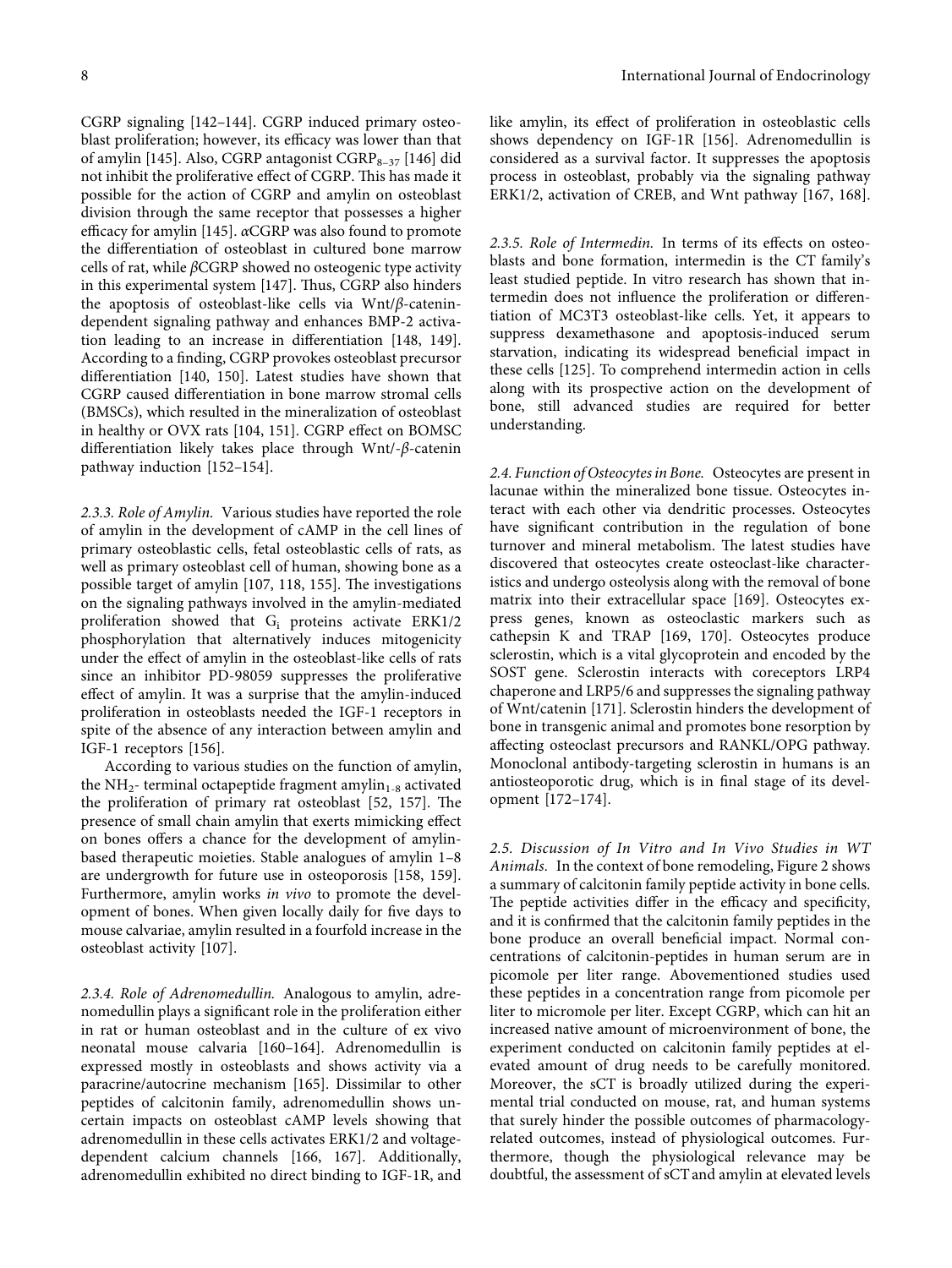CGRP signaling [142–144]. CGRP induced primary osteoblast proliferation; however, its efficacy was lower than that of amylin [145]. Also, CGRP antagonist $CGRP_{8-37}$ [146] did not inhibit the proliferative effect of CGRP. This has made it possible for the action of CGRP and amylin on osteoblast division through the same receptor that possesses a higher efficacy for amylin [145]. αCGRP was also found to promote the differentiation of osteoblast in cultured bone marrow cells of rat, while βCGRP showed no osteogenic type activity in this experimental system [147]. Thus, CGRP also hinders the apoptosis of osteoblast-like cells via Wnt/β-catenin-dependent signaling pathway and enhances BMP-2 activation leading to an increase in differentiation [148, 149]. According to a finding, CGRP provokes osteoblast precursor differentiation [140, 150]. Latest studies have shown that CGRP caused differentiation in bone marrow stromal cells (BMSCs), which resulted in the mineralization of osteoblast in healthy or OVX rats [104, 151]. CGRP effect on BOMSC differentiation likely takes place through Wnt/-β-catenin pathway induction [152–154].

*2.3.3. Role of Amylin.* Various studies have reported the role of amylin in the development of cAMP in the cell lines of primary osteoblastic cells, fetal osteoblastic cells of rats, as well as primary osteoblast cell of human, showing bone as a possible target of amylin [107, 118, 155]. The investigations on the signaling pathways involved in the amylin-mediated proliferation showed that $G_i$ proteins activate ERK1/2 phosphorylation that alternatively induces mitogenicity under the effect of amylin in the osteoblast-like cells of rats since an inhibitor PD-98059 suppresses the proliferative effect of amylin. It was a surprise that the amylin-induced proliferation in osteoblasts needed the IGF-1 receptors in spite of the absence of any interaction between amylin and IGF-1 receptors [156].

According to various studies on the function of amylin, the $NH_2$- terminal octapeptide fragment $amylin_{1-8}$ activated the proliferation of primary rat osteoblast [52, 157]. The presence of small chain amylin that exerts mimicking effect on bones offers a chance for the development of amylin-based therapeutic moieties. Stable analogues of amylin 1–8 are undergrowth for future use in osteoporosis [158, 159]. Furthermore, amylin works *in vivo* to promote the development of bones. When given locally daily for five days to mouse calvariae, amylin resulted in a fourfold increase in the osteoblast activity [107].

*2.3.4. Role of Adrenomedullin.* Analogous to amylin, adrenomedullin plays a significant role in the proliferation either in rat or human osteoblast and in the culture of ex vivo neonatal mouse calvaria [160–164]. Adrenomedullin is expressed mostly in osteoblasts and shows activity via a paracrine/autocrine mechanism [165]. Dissimilar to other peptides of calcitonin family, adrenomedullin shows uncertain impacts on osteoblast cAMP levels showing that adrenomedullin in these cells activates ERK1/2 and voltage-dependent calcium channels [166, 167]. Additionally, adrenomedullin exhibited no direct binding to IGF-1R, and like amylin, its effect of proliferation in osteoblastic cells shows dependency on IGF-1R [156]. Adrenomedullin is considered as a survival factor. It suppresses the apoptosis process in osteoblast, probably via the signaling pathway ERK1/2, activation of CREB, and Wnt pathway [167, 168].

*2.3.5. Role of Intermedin.* In terms of its effects on osteoblasts and bone formation, intermedin is the CT family's least studied peptide. In vitro research has shown that intermedin does not influence the proliferation or differentiation of MC3T3 osteoblast-like cells. Yet, it appears to suppress dexamethasone and apoptosis-induced serum starvation, indicating its widespread beneficial impact in these cells [125]. To comprehend intermedin action in cells along with its prospective action on the development of bone, still advanced studies are required for better understanding.

*2.4. Function of Osteocytes in Bone.* Osteocytes are present in lacunae within the mineralized bone tissue. Osteocytes interact with each other via dendritic processes. Osteocytes have significant contribution in the regulation of bone turnover and mineral metabolism. The latest studies have discovered that osteocytes create osteoclast-like characteristics and undergo osteolysis along with the removal of bone matrix into their extracellular space [169]. Osteocytes express genes, known as osteoclastic markers such as cathepsin K and TRAP [169, 170]. Osteocytes produce sclerostin, which is a vital glycoprotein and encoded by the SOST gene. Sclerostin interacts with coreceptors LRP4 chaperone and LRP5/6 and suppresses the signaling pathway of Wnt/catenin [171]. Sclerostin hinders the development of bone in transgenic animal and promotes bone resorption by affecting osteoclast precursors and RANKL/OPG pathway. Monoclonal antibody-targeting sclerostin in humans is an antiosteoporotic drug, which is in final stage of its development [172–174].

*2.5. Discussion of In Vitro and In Vivo Studies in WT Animals.* In the context of bone remodeling, Figure 2 shows a summary of calcitonin family peptide activity in bone cells. The peptide activities differ in the efficacy and specificity, and it is confirmed that the calcitonin family peptides in the bone produce an overall beneficial impact. Normal concentrations of calcitonin-peptides in human serum are in picomole per liter range. Abovementioned studies used these peptides in a concentration range from picomole per liter to micromole per liter. Except CGRP, which can hit an increased native amount of microenvironment of bone, the experiment conducted on calcitonin family peptides at elevated amount of drug needs to be carefully monitored. Moreover, the sCT is broadly utilized during the experimental trial conducted on mouse, rat, and human systems that surely hinder the possible outcomes of pharmacology-related outcomes, instead of physiological outcomes. Furthermore, though the physiological relevance may be doubtful, the assessment of sCT and amylin at elevated levels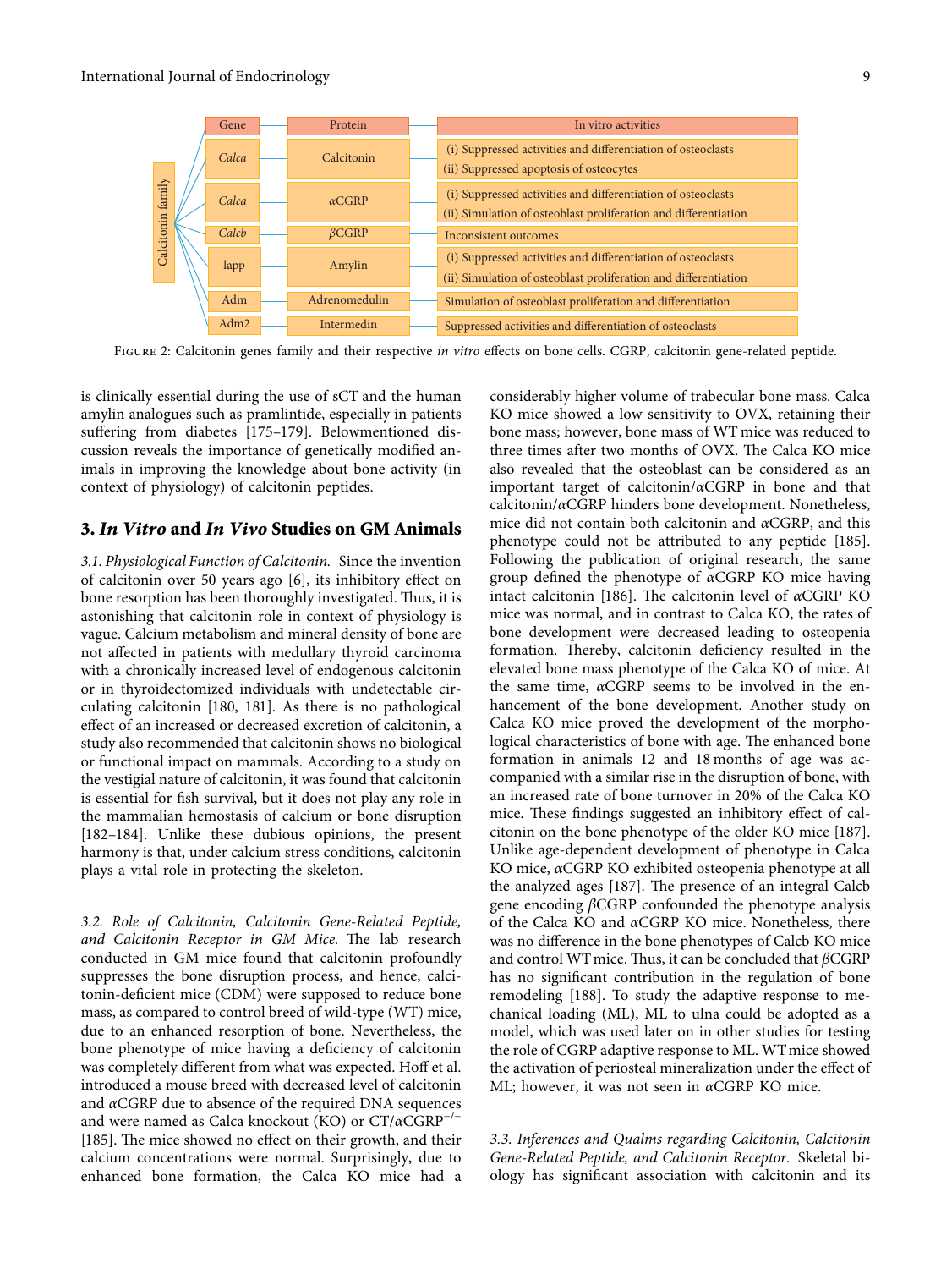| Gene | Protein | In vitro activities |
| --- | --- | --- |
| *Calca* | Calcitonin | (i) Suppressed activities and differentiation of osteoclasts<br>(ii) Suppressed apoptosis of osteocytes |
| *Calca* | *α*CGRP | (i) Suppressed activities and differentiation of osteoclasts<br>(ii) Simulation of osteoblast proliferation and differentiation |
| *Calcb* | *β*CGRP | Inconsistent outcomes |
| Iapp | Amylin | (i) Suppressed activities and differentiation of osteoclasts<br>(ii) Simulation of osteoblast proliferation and differentiation |
| Adm | Adrenomedulin | Simulation of osteoblast proliferation and differentiation |
| Adm2 | Intermedin | Suppressed activities and differentiation of osteoclasts |

Figure 2: Calcitonin genes family and their respective *in vitro* effects on bone cells. CGRP, calcitonin gene-related peptide.

is clinically essential during the use of sCT and the human amylin analogues such as pramlintide, especially in patients suffering from diabetes [175–179]. Belowmentioned discussion reveals the importance of genetically modified animals in improving the knowledge about bone activity (in context of physiology) of calcitonin peptides.

## 3. *In Vitro* and *In Vivo* Studies on GM Animals

*3.1. Physiological Function of Calcitonin.* Since the invention of calcitonin over 50 years ago [6], its inhibitory effect on bone resorption has been thoroughly investigated. Thus, it is astonishing that calcitonin role in context of physiology is vague. Calcium metabolism and mineral density of bone are not affected in patients with medullary thyroid carcinoma with a chronically increased level of endogenous calcitonin or in thyroidectomized individuals with undetectable circulating calcitonin [180, 181]. As there is no pathological effect of an increased or decreased excretion of calcitonin, a study also recommended that calcitonin shows no biological or functional impact on mammals. According to a study on the vestigial nature of calcitonin, it was found that calcitonin is essential for fish survival, but it does not play any role in the mammalian hemostasis of calcium or bone disruption [182–184]. Unlike these dubious opinions, the present harmony is that, under calcium stress conditions, calcitonin plays a vital role in protecting the skeleton.

*3.2. Role of Calcitonin, Calcitonin Gene-Related Peptide, and Calcitonin Receptor in GM Mice.* The lab research conducted in GM mice found that calcitonin profoundly suppresses the bone disruption process, and hence, calcitonin-deficient mice (CDM) were supposed to reduce bone mass, as compared to control breed of wild-type (WT) mice, due to an enhanced resorption of bone. Nevertheless, the bone phenotype of mice having a deficiency of calcitonin was completely different from what was expected. Hoff et al. introduced a mouse breed with decreased level of calcitonin and *α*CGRP due to absence of the required DNA sequences and were named as Calca knockout (KO) or CT/*α*CGRP$^{-/-}$ [185]. The mice showed no effect on their growth, and their calcium concentrations were normal. Surprisingly, due to enhanced bone formation, the Calca KO mice had a considerably higher volume of trabecular bone mass. Calca KO mice showed a low sensitivity to OVX, retaining their bone mass; however, bone mass of WT mice was reduced to three times after two months of OVX. The Calca KO mice also revealed that the osteoblast can be considered as an important target of calcitonin/*α*CGRP in bone and that calcitonin/*α*CGRP hinders bone development. Nonetheless, mice did not contain both calcitonin and *α*CGRP, and this phenotype could not be attributed to any peptide [185]. Following the publication of original research, the same group defined the phenotype of *α*CGRP KO mice having intact calcitonin [186]. The calcitonin level of *α*CGRP KO mice was normal, and in contrast to Calca KO, the rates of bone development were decreased leading to osteopenia formation. Thereby, calcitonin deficiency resulted in the elevated bone mass phenotype of the Calca KO of mice. At the same time, *α*CGRP seems to be involved in the enhancement of the bone development. Another study on Calca KO mice proved the development of the morphological characteristics of bone with age. The enhanced bone formation in animals 12 and 18 months of age was accompanied with a similar rise in the disruption of bone, with an increased rate of bone turnover in 20% of the Calca KO mice. These findings suggested an inhibitory effect of calcitonin on the bone phenotype of the older KO mice [187]. Unlike age-dependent development of phenotype in Calca KO mice, *α*CGRP KO exhibited osteopenia phenotype at all the analyzed ages [187]. The presence of an integral Calcb gene encoding *β*CGRP confounded the phenotype analysis of the Calca KO and *α*CGRP KO mice. Nonetheless, there was no difference in the bone phenotypes of Calcb KO mice and control WT mice. Thus, it can be concluded that *β*CGRP has no significant contribution in the regulation of bone remodeling [188]. To study the adaptive response to mechanical loading (ML), ML to ulna could be adopted as a model, which was used later on in other studies for testing the role of CGRP adaptive response to ML. WT mice showed the activation of periosteal mineralization under the effect of ML; however, it was not seen in *α*CGRP KO mice.

*3.3. Inferences and Qualms regarding Calcitonin, Calcitonin Gene-Related Peptide, and Calcitonin Receptor.* Skeletal biology has significant association with calcitonin and its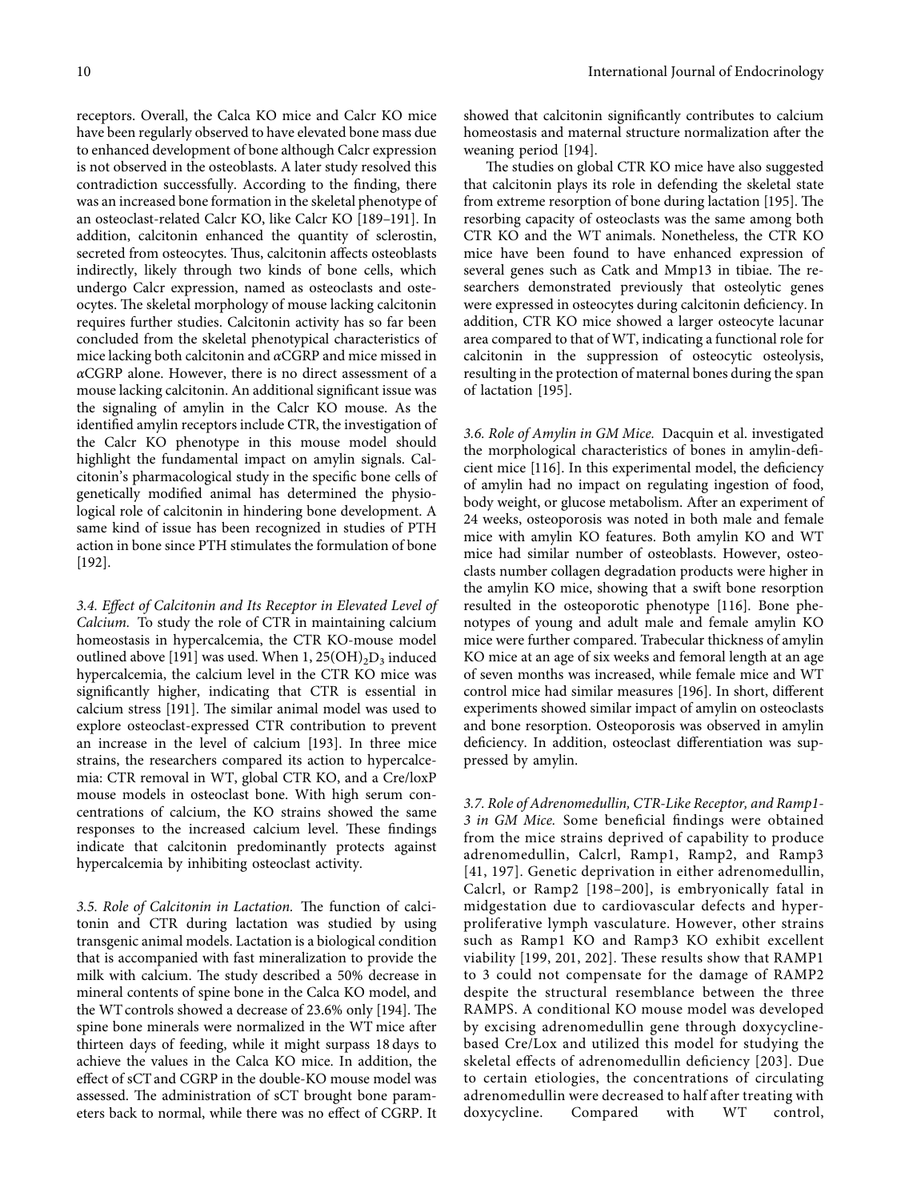receptors. Overall, the Calca KO mice and Calcr KO mice have been regularly observed to have elevated bone mass due to enhanced development of bone although Calcr expression is not observed in the osteoblasts. A later study resolved this contradiction successfully. According to the finding, there was an increased bone formation in the skeletal phenotype of an osteoclast-related Calcr KO, like Calcr KO [189–191]. In addition, calcitonin enhanced the quantity of sclerostin, secreted from osteocytes. Thus, calcitonin affects osteoblasts indirectly, likely through two kinds of bone cells, which undergo Calcr expression, named as osteoclasts and osteocytes. The skeletal morphology of mouse lacking calcitonin requires further studies. Calcitonin activity has so far been concluded from the skeletal phenotypical characteristics of mice lacking both calcitonin and αCGRP and mice missed in αCGRP alone. However, there is no direct assessment of a mouse lacking calcitonin. An additional significant issue was the signaling of amylin in the Calcr KO mouse. As the identified amylin receptors include CTR, the investigation of the Calcr KO phenotype in this mouse model should highlight the fundamental impact on amylin signals. Calcitonin's pharmacological study in the specific bone cells of genetically modified animal has determined the physiological role of calcitonin in hindering bone development. A same kind of issue has been recognized in studies of PTH action in bone since PTH stimulates the formulation of bone [192].

*3.4. Effect of Calcitonin and Its Receptor in Elevated Level of Calcium.* To study the role of CTR in maintaining calcium homeostasis in hypercalcemia, the CTR KO-mouse model outlined above [191] was used. When 1, $25(OH)_2D_3$ induced hypercalcemia, the calcium level in the CTR KO mice was significantly higher, indicating that CTR is essential in calcium stress [191]. The similar animal model was used to explore osteoclast-expressed CTR contribution to prevent an increase in the level of calcium [193]. In three mice strains, the researchers compared its action to hypercalcemia: CTR removal in WT, global CTR KO, and a Cre/loxP mouse models in osteoclast bone. With high serum concentrations of calcium, the KO strains showed the same responses to the increased calcium level. These findings indicate that calcitonin predominantly protects against hypercalcemia by inhibiting osteoclast activity.

*3.5. Role of Calcitonin in Lactation.* The function of calcitonin and CTR during lactation was studied by using transgenic animal models. Lactation is a biological condition that is accompanied with fast mineralization to provide the milk with calcium. The study described a 50% decrease in mineral contents of spine bone in the Calca KO model, and the WT controls showed a decrease of 23.6% only [194]. The spine bone minerals were normalized in the WT mice after thirteen days of feeding, while it might surpass 18 days to achieve the values in the Calca KO mice. In addition, the effect of sCT and CGRP in the double-KO mouse model was assessed. The administration of sCT brought bone parameters back to normal, while there was no effect of CGRP. It showed that calcitonin significantly contributes to calcium homeostasis and maternal structure normalization after the weaning period [194].

The studies on global CTR KO mice have also suggested that calcitonin plays its role in defending the skeletal state from extreme resorption of bone during lactation [195]. The resorbing capacity of osteoclasts was the same among both CTR KO and the WT animals. Nonetheless, the CTR KO mice have been found to have enhanced expression of several genes such as Catk and Mmp13 in tibiae. The researchers demonstrated previously that osteolytic genes were expressed in osteocytes during calcitonin deficiency. In addition, CTR KO mice showed a larger osteocyte lacunar area compared to that of WT, indicating a functional role for calcitonin in the suppression of osteocytic osteolysis, resulting in the protection of maternal bones during the span of lactation [195].

*3.6. Role of Amylin in GM Mice.* Dacquin et al. investigated the morphological characteristics of bones in amylin-deficient mice [116]. In this experimental model, the deficiency of amylin had no impact on regulating ingestion of food, body weight, or glucose metabolism. After an experiment of 24 weeks, osteoporosis was noted in both male and female mice with amylin KO features. Both amylin KO and WT mice had similar number of osteoblasts. However, osteoclasts number collagen degradation products were higher in the amylin KO mice, showing that a swift bone resorption resulted in the osteoporotic phenotype [116]. Bone phenotypes of young and adult male and female amylin KO mice were further compared. Trabecular thickness of amylin KO mice at an age of six weeks and femoral length at an age of seven months was increased, while female mice and WT control mice had similar measures [196]. In short, different experiments showed similar impact of amylin on osteoclasts and bone resorption. Osteoporosis was observed in amylin deficiency. In addition, osteoclast differentiation was suppressed by amylin.

*3.7. Role of Adrenomedullin, CTR-Like Receptor, and Ramp1-3 in GM Mice.* Some beneficial findings were obtained from the mice strains deprived of capability to produce adrenomedullin, Calcrl, Ramp1, Ramp2, and Ramp3 [41, 197]. Genetic deprivation in either adrenomedullin, Calcrl, or Ramp2 [198–200], is embryonically fatal in midgestation due to cardiovascular defects and hyperproliferative lymph vasculature. However, other strains such as Ramp1 KO and Ramp3 KO exhibit excellent viability [199, 201, 202]. These results show that RAMP1 to 3 could not compensate for the damage of RAMP2 despite the structural resemblance between the three RAMPS. A conditional KO mouse model was developed by excising adrenomedullin gene through doxycycline-based Cre/Lox and utilized this model for studying the skeletal effects of adrenomedullin deficiency [203]. Due to certain etiologies, the concentrations of circulating adrenomedullin were decreased to half after treating with doxycycline. Compared with WT control,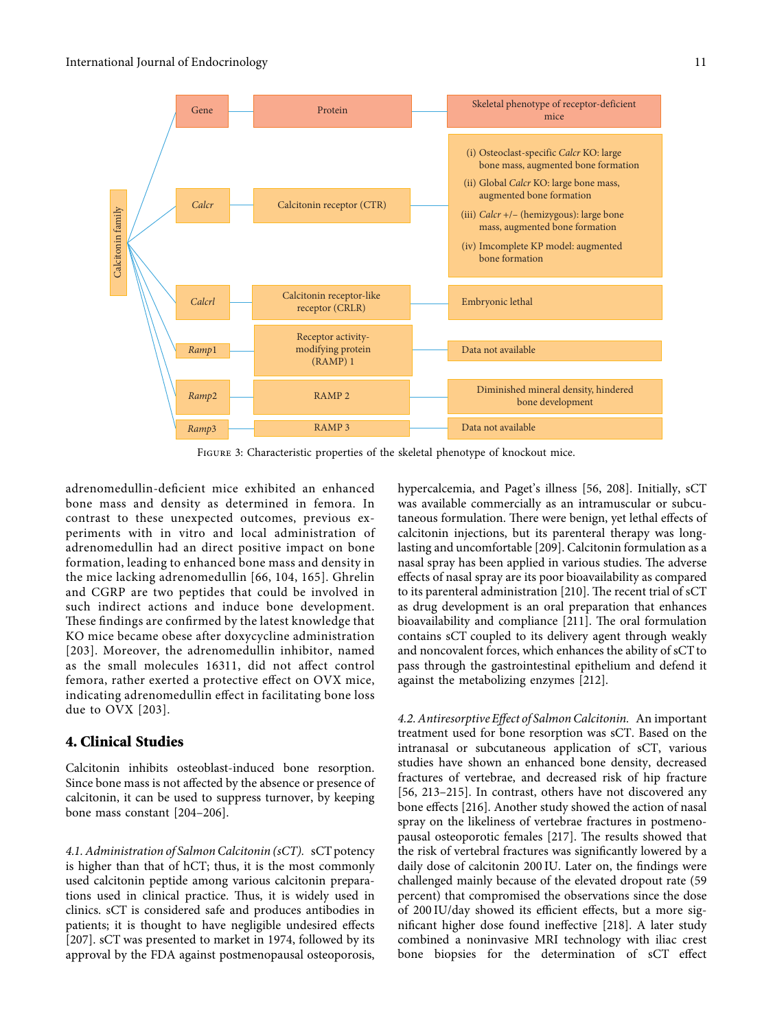| Gene | Protein | Skeletal phenotype of receptor-deficient mice |
|---|---|---|
| *Calcr* | Calcitonin receptor (CTR) | (i) Osteoclast-specific *Calcr* KO: large bone mass, augmented bone formation<br>(ii) Global *Calcr* KO: large bone mass, augmented bone formation<br>(iii) *Calcr* +/− (hemizygous): large bone mass, augmented bone formation<br>(iv) Imcomplete KP model: augmented bone formation |
| *Calcrl* | Calcitonin receptor-like receptor (CRLR) | Embryonic lethal |
| *Ramp*1 | Receptor activity-modifying protein (RAMP) 1 | Data not available |
| *Ramp*2 | RAMP 2 | Diminished mineral density, hindered bone development |
| *Ramp*3 | RAMP 3 | Data not available |

Figure 3: Characteristic properties of the skeletal phenotype of knockout mice.

adrenomedullin-deficient mice exhibited an enhanced bone mass and density as determined in femora. In contrast to these unexpected outcomes, previous experiments with in vitro and local administration of adrenomedullin had an direct positive impact on bone formation, leading to enhanced bone mass and density in the mice lacking adrenomedullin [66, 104, 165]. Ghrelin and CGRP are two peptides that could be involved in such indirect actions and induce bone development. These findings are confirmed by the latest knowledge that KO mice became obese after doxycycline administration [203]. Moreover, the adrenomedullin inhibitor, named as the small molecules 16311, did not affect control femora, rather exerted a protective effect on OVX mice, indicating adrenomedullin effect in facilitating bone loss due to OVX [203].

## 4. Clinical Studies

Calcitonin inhibits osteoblast-induced bone resorption. Since bone mass is not affected by the absence or presence of calcitonin, it can be used to suppress turnover, by keeping bone mass constant [204–206].

*4.1. Administration of Salmon Calcitonin (sCT).* sCT potency is higher than that of hCT; thus, it is the most commonly used calcitonin peptide among various calcitonin preparations used in clinical practice. Thus, it is widely used in clinics. sCT is considered safe and produces antibodies in patients; it is thought to have negligible undesired effects [207]. sCT was presented to market in 1974, followed by its approval by the FDA against postmenopausal osteoporosis, hypercalcemia, and Paget's illness [56, 208]. Initially, sCT was available commercially as an intramuscular or subcutaneous formulation. There were benign, yet lethal effects of calcitonin injections, but its parenteral therapy was long-lasting and uncomfortable [209]. Calcitonin formulation as a nasal spray has been applied in various studies. The adverse effects of nasal spray are its poor bioavailability as compared to its parenteral administration [210]. The recent trial of sCT as drug development is an oral preparation that enhances bioavailability and compliance [211]. The oral formulation contains sCT coupled to its delivery agent through weakly and noncovalent forces, which enhances the ability of sCT to pass through the gastrointestinal epithelium and defend it against the metabolizing enzymes [212].

*4.2. Antiresorptive Effect of Salmon Calcitonin.* An important treatment used for bone resorption was sCT. Based on the intranasal or subcutaneous application of sCT, various studies have shown an enhanced bone density, decreased fractures of vertebrae, and decreased risk of hip fracture [56, 213–215]. In contrast, others have not discovered any bone effects [216]. Another study showed the action of nasal spray on the likeliness of vertebrae fractures in postmenopausal osteoporotic females [217]. The results showed that the risk of vertebral fractures was significantly lowered by a daily dose of calcitonin 200 IU. Later on, the findings were challenged mainly because of the elevated dropout rate (59 percent) that compromised the observations since the dose of 200 IU/day showed its efficient effects, but a more significant higher dose found ineffective [218]. A later study combined a noninvasive MRI technology with iliac crest bone biopsies for the determination of sCT effect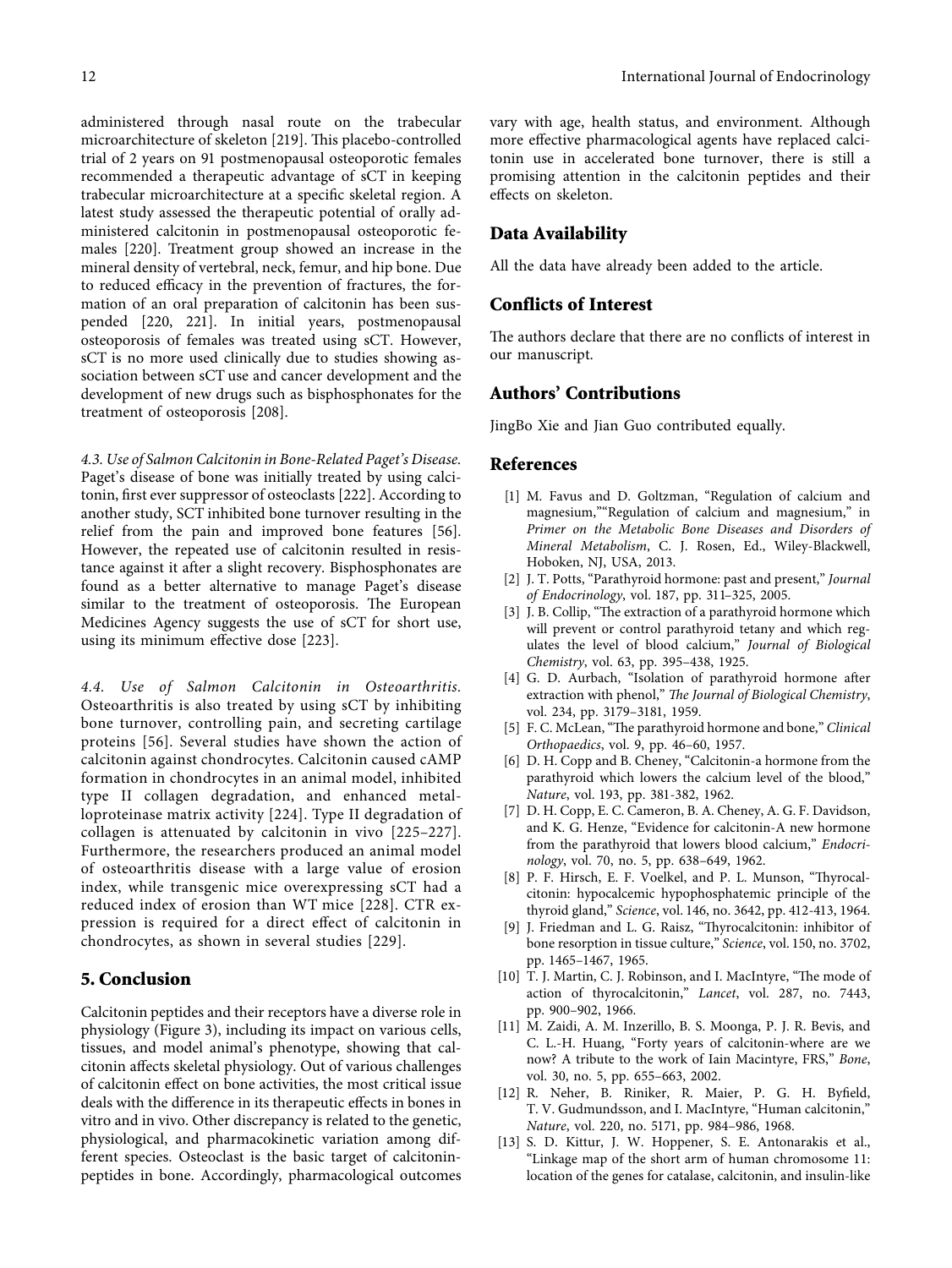administered through nasal route on the trabecular microarchitecture of skeleton [219]. This placebo-controlled trial of 2 years on 91 postmenopausal osteoporotic females recommended a therapeutic advantage of sCT in keeping trabecular microarchitecture at a specific skeletal region. A latest study assessed the therapeutic potential of orally administered calcitonin in postmenopausal osteoporotic females [220]. Treatment group showed an increase in the mineral density of vertebral, neck, femur, and hip bone. Due to reduced efficacy in the prevention of fractures, the formation of an oral preparation of calcitonin has been suspended [220, 221]. In initial years, postmenopausal osteoporosis of females was treated using sCT. However, sCT is no more used clinically due to studies showing association between sCT use and cancer development and the development of new drugs such as bisphosphonates for the treatment of osteoporosis [208].

*4.3. Use of Salmon Calcitonin in Bone-Related Paget's Disease.* Paget's disease of bone was initially treated by using calcitonin, first ever suppressor of osteoclasts [222]. According to another study, SCT inhibited bone turnover resulting in the relief from the pain and improved bone features [56]. However, the repeated use of calcitonin resulted in resistance against it after a slight recovery. Bisphosphonates are found as a better alternative to manage Paget's disease similar to the treatment of osteoporosis. The European Medicines Agency suggests the use of sCT for short use, using its minimum effective dose [223].

*4.4. Use of Salmon Calcitonin in Osteoarthritis.* Osteoarthritis is also treated by using sCT by inhibiting bone turnover, controlling pain, and secreting cartilage proteins [56]. Several studies have shown the action of calcitonin against chondrocytes. Calcitonin caused cAMP formation in chondrocytes in an animal model, inhibited type II collagen degradation, and enhanced metalloproteinase matrix activity [224]. Type II degradation of collagen is attenuated by calcitonin in vivo [225–227]. Furthermore, the researchers produced an animal model of osteoarthritis disease with a large value of erosion index, while transgenic mice overexpressing sCT had a reduced index of erosion than WT mice [228]. CTR expression is required for a direct effect of calcitonin in chondrocytes, as shown in several studies [229].

## 5. Conclusion

Calcitonin peptides and their receptors have a diverse role in physiology (Figure 3), including its impact on various cells, tissues, and model animal's phenotype, showing that calcitonin affects skeletal physiology. Out of various challenges of calcitonin effect on bone activities, the most critical issue deals with the difference in its therapeutic effects in bones in vitro and in vivo. Other discrepancy is related to the genetic, physiological, and pharmacokinetic variation among different species. Osteoclast is the basic target of calcitonin-peptides in bone. Accordingly, pharmacological outcomes vary with age, health status, and environment. Although more effective pharmacological agents have replaced calcitonin use in accelerated bone turnover, there is still a promising attention in the calcitonin peptides and their effects on skeleton.

## Data Availability

All the data have already been added to the article.

## Conflicts of Interest

The authors declare that there are no conflicts of interest in our manuscript.

## Authors' Contributions

JingBo Xie and Jian Guo contributed equally.

## References

[1] M. Favus and D. Goltzman, "Regulation of calcium and magnesium,""Regulation of calcium and magnesium," in *Primer on the Metabolic Bone Diseases and Disorders of Mineral Metabolism*, C. J. Rosen, Ed., Wiley-Blackwell, Hoboken, NJ, USA, 2013.

[2] J. T. Potts, "Parathyroid hormone: past and present," *Journal of Endocrinology*, vol. 187, pp. 311–325, 2005.

[3] J. B. Collip, "The extraction of a parathyroid hormone which will prevent or control parathyroid tetany and which regulates the level of blood calcium," *Journal of Biological Chemistry*, vol. 63, pp. 395–438, 1925.

[4] G. D. Aurbach, "Isolation of parathyroid hormone after extraction with phenol," *The Journal of Biological Chemistry*, vol. 234, pp. 3179–3181, 1959.

[5] F. C. McLean, "The parathyroid hormone and bone," *Clinical Orthopaedics*, vol. 9, pp. 46–60, 1957.

[6] D. H. Copp and B. Cheney, "Calcitonin-a hormone from the parathyroid which lowers the calcium level of the blood," *Nature*, vol. 193, pp. 381-382, 1962.

[7] D. H. Copp, E. C. Cameron, B. A. Cheney, A. G. F. Davidson, and K. G. Henze, "Evidence for calcitonin-A new hormone from the parathyroid that lowers blood calcium," *Endocrinology*, vol. 70, no. 5, pp. 638–649, 1962.

[8] P. F. Hirsch, E. F. Voelkel, and P. L. Munson, "Thyrocalcitonin: hypocalcemic hypophosphatemic principle of the thyroid gland," *Science*, vol. 146, no. 3642, pp. 412-413, 1964.

[9] J. Friedman and L. G. Raisz, "Thyrocalcitonin: inhibitor of bone resorption in tissue culture," *Science*, vol. 150, no. 3702, pp. 1465–1467, 1965.

[10] T. J. Martin, C. J. Robinson, and I. MacIntyre, "The mode of action of thyrocalcitonin," *Lancet*, vol. 287, no. 7443, pp. 900–902, 1966.

[11] M. Zaidi, A. M. Inzerillo, B. S. Moonga, P. J. R. Bevis, and C. L.-H. Huang, "Forty years of calcitonin-where are we now? A tribute to the work of Iain Macintyre, FRS," *Bone*, vol. 30, no. 5, pp. 655–663, 2002.

[12] R. Neher, B. Riniker, R. Maier, P. G. H. Byfield, T. V. Gudmundsson, and I. MacIntyre, "Human calcitonin," *Nature*, vol. 220, no. 5171, pp. 984–986, 1968.

[13] S. D. Kittur, J. W. Hoppener, S. E. Antonarakis et al., "Linkage map of the short arm of human chromosome 11: location of the genes for catalase, calcitonin, and insulin-like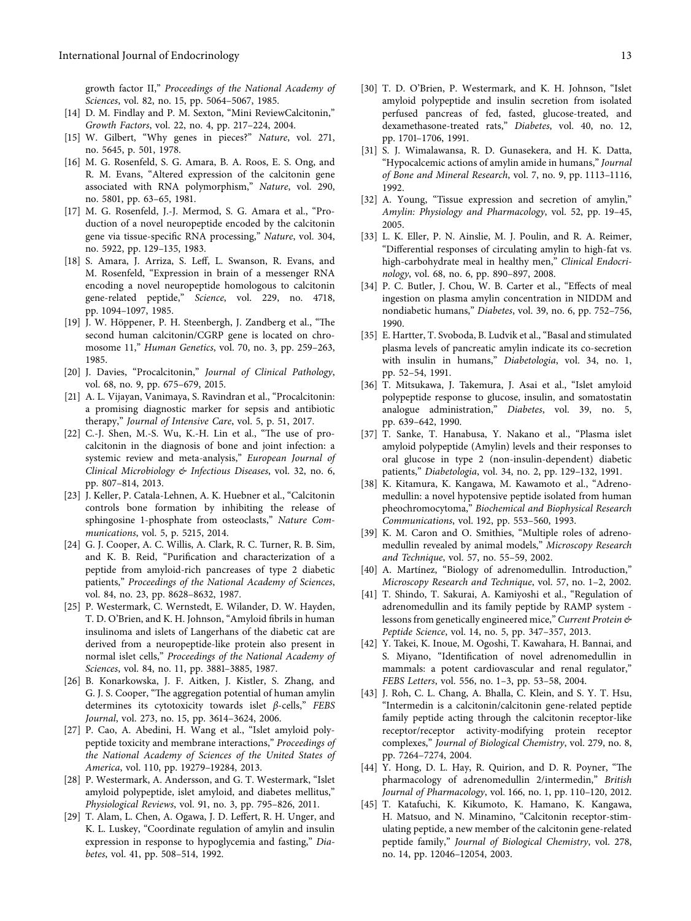growth factor II," *Proceedings of the National Academy of Sciences*, vol. 82, no. 15, pp. 5064–5067, 1985.

[14] D. M. Findlay and P. M. Sexton, "Mini ReviewCalcitonin," *Growth Factors*, vol. 22, no. 4, pp. 217–224, 2004.

[15] W. Gilbert, "Why genes in pieces?" *Nature*, vol. 271, no. 5645, p. 501, 1978.

[16] M. G. Rosenfeld, S. G. Amara, B. A. Roos, E. S. Ong, and R. M. Evans, "Altered expression of the calcitonin gene associated with RNA polymorphism," *Nature*, vol. 290, no. 5801, pp. 63–65, 1981.

[17] M. G. Rosenfeld, J.-J. Mermod, S. G. Amara et al., "Production of a novel neuropeptide encoded by the calcitonin gene via tissue-specific RNA processing," *Nature*, vol. 304, no. 5922, pp. 129–135, 1983.

[18] S. Amara, J. Arriza, S. Leff, L. Swanson, R. Evans, and M. Rosenfeld, "Expression in brain of a messenger RNA encoding a novel neuropeptide homologous to calcitonin gene-related peptide," *Science*, vol. 229, no. 4718, pp. 1094–1097, 1985.

[19] J. W. Höppener, P. H. Steenbergh, J. Zandberg et al., "The second human calcitonin/CGRP gene is located on chromosome 11," *Human Genetics*, vol. 70, no. 3, pp. 259–263, 1985.

[20] J. Davies, "Procalcitonin," *Journal of Clinical Pathology*, vol. 68, no. 9, pp. 675–679, 2015.

[21] A. L. Vijayan, Vanimaya, S. Ravindran et al., "Procalcitonin: a promising diagnostic marker for sepsis and antibiotic therapy," *Journal of Intensive Care*, vol. 5, p. 51, 2017.

[22] C.-J. Shen, M.-S. Wu, K.-H. Lin et al., "The use of procalcitonin in the diagnosis of bone and joint infection: a systemic review and meta-analysis," *European Journal of Clinical Microbiology & Infectious Diseases*, vol. 32, no. 6, pp. 807–814, 2013.

[23] J. Keller, P. Catala-Lehnen, A. K. Huebner et al., "Calcitonin controls bone formation by inhibiting the release of sphingosine 1-phosphate from osteoclasts," *Nature Communications*, vol. 5, p. 5215, 2014.

[24] G. J. Cooper, A. C. Willis, A. Clark, R. C. Turner, R. B. Sim, and K. B. Reid, "Purification and characterization of a peptide from amyloid-rich pancreases of type 2 diabetic patients," *Proceedings of the National Academy of Sciences*, vol. 84, no. 23, pp. 8628–8632, 1987.

[25] P. Westermark, C. Wernstedt, E. Wilander, D. W. Hayden, T. D. O'Brien, and K. H. Johnson, "Amyloid fibrils in human insulinoma and islets of Langerhans of the diabetic cat are derived from a neuropeptide-like protein also present in normal islet cells," *Proceedings of the National Academy of Sciences*, vol. 84, no. 11, pp. 3881–3885, 1987.

[26] B. Konarkowska, J. F. Aitken, J. Kistler, S. Zhang, and G. J. S. Cooper, "The aggregation potential of human amylin determines its cytotoxicity towards islet $\beta$-cells," *FEBS Journal*, vol. 273, no. 15, pp. 3614–3624, 2006.

[27] P. Cao, A. Abedini, H. Wang et al., "Islet amyloid polypeptide toxicity and membrane interactions," *Proceedings of the National Academy of Sciences of the United States of America*, vol. 110, pp. 19279–19284, 2013.

[28] P. Westermark, A. Andersson, and G. T. Westermark, "Islet amyloid polypeptide, islet amyloid, and diabetes mellitus," *Physiological Reviews*, vol. 91, no. 3, pp. 795–826, 2011.

[29] T. Alam, L. Chen, A. Ogawa, J. D. Leffert, R. H. Unger, and K. L. Luskey, "Coordinate regulation of amylin and insulin expression in response to hypoglycemia and fasting," *Diabetes*, vol. 41, pp. 508–514, 1992.

[30] T. D. O'Brien, P. Westermark, and K. H. Johnson, "Islet amyloid polypeptide and insulin secretion from isolated perfused pancreas of fed, fasted, glucose-treated, and dexamethasone-treated rats," *Diabetes*, vol. 40, no. 12, pp. 1701–1706, 1991.

[31] S. J. Wimalawansa, R. D. Gunasekera, and H. K. Datta, "Hypocalcemic actions of amylin amide in humans," *Journal of Bone and Mineral Research*, vol. 7, no. 9, pp. 1113–1116, 1992.

[32] A. Young, "Tissue expression and secretion of amylin," *Amylin: Physiology and Pharmacology*, vol. 52, pp. 19–45, 2005.

[33] L. K. Eller, P. N. Ainslie, M. J. Poulin, and R. A. Reimer, "Differential responses of circulating amylin to high-fat vs. high-carbohydrate meal in healthy men," *Clinical Endocrinology*, vol. 68, no. 6, pp. 890–897, 2008.

[34] P. C. Butler, J. Chou, W. B. Carter et al., "Effects of meal ingestion on plasma amylin concentration in NIDDM and nondiabetic humans," *Diabetes*, vol. 39, no. 6, pp. 752–756, 1990.

[35] E. Hartter, T. Svoboda, B. Ludvik et al., "Basal and stimulated plasma levels of pancreatic amylin indicate its co-secretion with insulin in humans," *Diabetologia*, vol. 34, no. 1, pp. 52–54, 1991.

[36] T. Mitsukawa, J. Takemura, J. Asai et al., "Islet amyloid polypeptide response to glucose, insulin, and somatostatin analogue administration," *Diabetes*, vol. 39, no. 5, pp. 639–642, 1990.

[37] T. Sanke, T. Hanabusa, Y. Nakano et al., "Plasma islet amyloid polypeptide (Amylin) levels and their responses to oral glucose in type 2 (non-insulin-dependent) diabetic patients," *Diabetologia*, vol. 34, no. 2, pp. 129–132, 1991.

[38] K. Kitamura, K. Kangawa, M. Kawamoto et al., "Adrenomedullin: a novel hypotensive peptide isolated from human pheochromocytoma," *Biochemical and Biophysical Research Communications*, vol. 192, pp. 553–560, 1993.

[39] K. M. Caron and O. Smithies, "Multiple roles of adrenomedullin revealed by animal models," *Microscopy Research and Technique*, vol. 57, no. 55–59, 2002.

[40] A. Martínez, "Biology of adrenomedullin. Introduction," *Microscopy Research and Technique*, vol. 57, no. 1–2, 2002.

[41] T. Shindo, T. Sakurai, A. Kamiyoshi et al., "Regulation of adrenomedullin and its family peptide by RAMP system - lessons from genetically engineered mice," *Current Protein & Peptide Science*, vol. 14, no. 5, pp. 347–357, 2013.

[42] Y. Takei, K. Inoue, M. Ogoshi, T. Kawahara, H. Bannai, and S. Miyano, "Identification of novel adrenomedullin in mammals: a potent cardiovascular and renal regulator," *FEBS Letters*, vol. 556, no. 1–3, pp. 53–58, 2004.

[43] J. Roh, C. L. Chang, A. Bhalla, C. Klein, and S. Y. T. Hsu, "Intermedin is a calcitonin/calcitonin gene-related peptide family peptide acting through the calcitonin receptor-like receptor/receptor activity-modifying protein receptor complexes," *Journal of Biological Chemistry*, vol. 279, no. 8, pp. 7264–7274, 2004.

[44] Y. Hong, D. L. Hay, R. Quirion, and D. R. Poyner, "The pharmacology of adrenomedullin 2/intermedin," *British Journal of Pharmacology*, vol. 166, no. 1, pp. 110–120, 2012.

[45] T. Katafuchi, K. Kikumoto, K. Hamano, K. Kangawa, H. Matsuo, and N. Minamino, "Calcitonin receptor-stimulating peptide, a new member of the calcitonin gene-related peptide family," *Journal of Biological Chemistry*, vol. 278, no. 14, pp. 12046–12054, 2003.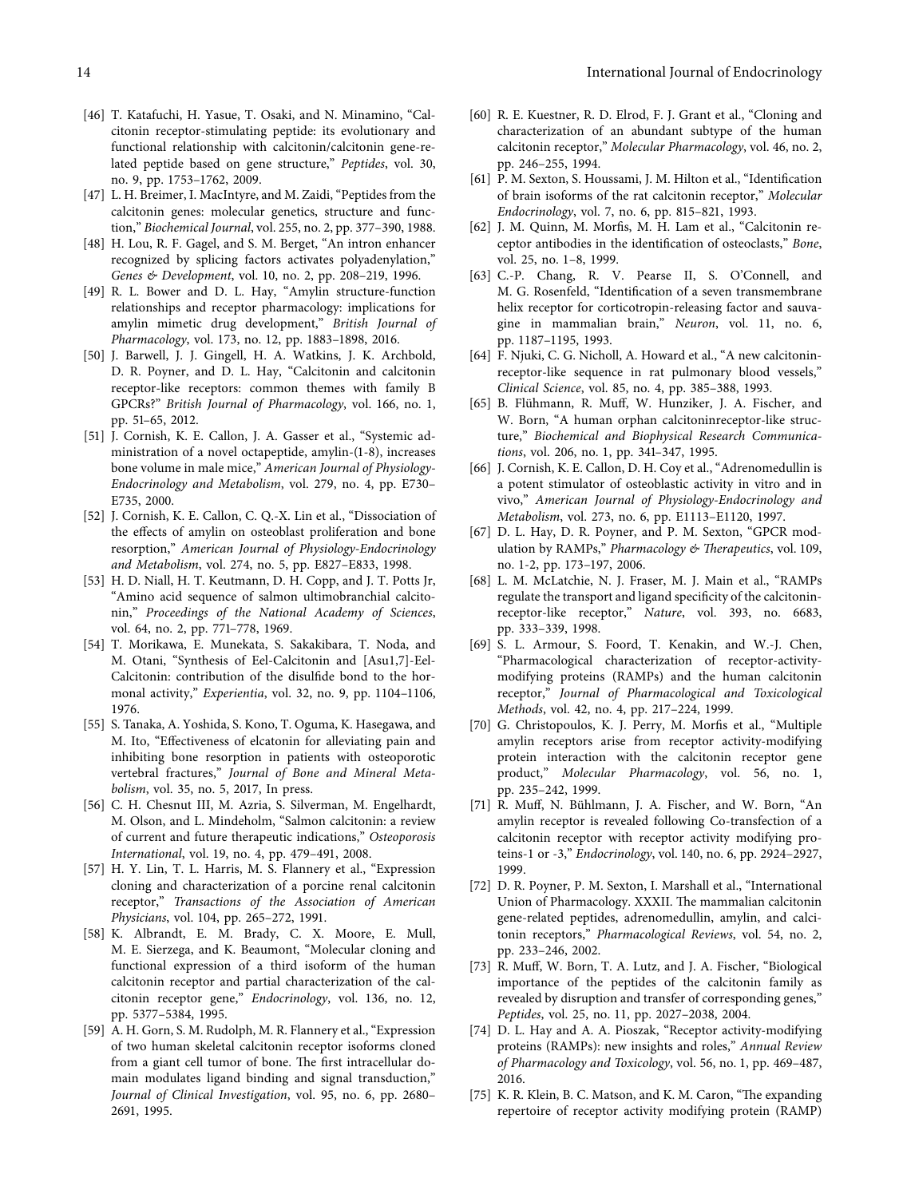[46] T. Katafuchi, H. Yasue, T. Osaki, and N. Minamino, "Calcitonin receptor-stimulating peptide: its evolutionary and functional relationship with calcitonin/calcitonin gene-related peptide based on gene structure," *Peptides*, vol. 30, no. 9, pp. 1753–1762, 2009.

[47] L. H. Breimer, I. MacIntyre, and M. Zaidi, "Peptides from the calcitonin genes: molecular genetics, structure and function," *Biochemical Journal*, vol. 255, no. 2, pp. 377–390, 1988.

[48] H. Lou, R. F. Gagel, and S. M. Berget, "An intron enhancer recognized by splicing factors activates polyadenylation," *Genes & Development*, vol. 10, no. 2, pp. 208–219, 1996.

[49] R. L. Bower and D. L. Hay, "Amylin structure-function relationships and receptor pharmacology: implications for amylin mimetic drug development," *British Journal of Pharmacology*, vol. 173, no. 12, pp. 1883–1898, 2016.

[50] J. Barwell, J. J. Gingell, H. A. Watkins, J. K. Archbold, D. R. Poyner, and D. L. Hay, "Calcitonin and calcitonin receptor-like receptors: common themes with family B GPCRs?" *British Journal of Pharmacology*, vol. 166, no. 1, pp. 51–65, 2012.

[51] J. Cornish, K. E. Callon, J. A. Gasser et al., "Systemic administration of a novel octapeptide, amylin-(1-8), increases bone volume in male mice," *American Journal of Physiology-Endocrinology and Metabolism*, vol. 279, no. 4, pp. E730–E735, 2000.

[52] J. Cornish, K. E. Callon, C. Q.-X. Lin et al., "Dissociation of the effects of amylin on osteoblast proliferation and bone resorption," *American Journal of Physiology-Endocrinology and Metabolism*, vol. 274, no. 5, pp. E827–E833, 1998.

[53] H. D. Niall, H. T. Keutmann, D. H. Copp, and J. T. Potts Jr, "Amino acid sequence of salmon ultimobranchial calcitonin," *Proceedings of the National Academy of Sciences*, vol. 64, no. 2, pp. 771–778, 1969.

[54] T. Morikawa, E. Munekata, S. Sakakibara, T. Noda, and M. Otani, "Synthesis of Eel-Calcitonin and [Asu1,7]-Eel-Calcitonin: contribution of the disulfide bond to the hormonal activity," *Experientia*, vol. 32, no. 9, pp. 1104–1106, 1976.

[55] S. Tanaka, A. Yoshida, S. Kono, T. Oguma, K. Hasegawa, and M. Ito, "Effectiveness of elcatonin for alleviating pain and inhibiting bone resorption in patients with osteoporotic vertebral fractures," *Journal of Bone and Mineral Metabolism*, vol. 35, no. 5, 2017, In press.

[56] C. H. Chesnut III, M. Azria, S. Silverman, M. Engelhardt, M. Olson, and L. Mindeholm, "Salmon calcitonin: a review of current and future therapeutic indications," *Osteoporosis International*, vol. 19, no. 4, pp. 479–491, 2008.

[57] H. Y. Lin, T. L. Harris, M. S. Flannery et al., "Expression cloning and characterization of a porcine renal calcitonin receptor," *Transactions of the Association of American Physicians*, vol. 104, pp. 265–272, 1991.

[58] K. Albrandt, E. M. Brady, C. X. Moore, E. Mull, M. E. Sierzega, and K. Beaumont, "Molecular cloning and functional expression of a third isoform of the human calcitonin receptor and partial characterization of the calcitonin receptor gene," *Endocrinology*, vol. 136, no. 12, pp. 5377–5384, 1995.

[59] A. H. Gorn, S. M. Rudolph, M. R. Flannery et al., "Expression of two human skeletal calcitonin receptor isoforms cloned from a giant cell tumor of bone. The first intracellular domain modulates ligand binding and signal transduction," *Journal of Clinical Investigation*, vol. 95, no. 6, pp. 2680–2691, 1995.

[60] R. E. Kuestner, R. D. Elrod, F. J. Grant et al., "Cloning and characterization of an abundant subtype of the human calcitonin receptor," *Molecular Pharmacology*, vol. 46, no. 2, pp. 246–255, 1994.

[61] P. M. Sexton, S. Houssami, J. M. Hilton et al., "Identification of brain isoforms of the rat calcitonin receptor," *Molecular Endocrinology*, vol. 7, no. 6, pp. 815–821, 1993.

[62] J. M. Quinn, M. Morfis, M. H. Lam et al., "Calcitonin receptor antibodies in the identification of osteoclasts," *Bone*, vol. 25, no. 1–8, 1999.

[63] C.-P. Chang, R. V. Pearse II, S. O'Connell, and M. G. Rosenfeld, "Identification of a seven transmembrane helix receptor for corticotropin-releasing factor and sauvagine in mammalian brain," *Neuron*, vol. 11, no. 6, pp. 1187–1195, 1993.

[64] F. Njuki, C. G. Nicholl, A. Howard et al., "A new calcitonin-receptor-like sequence in rat pulmonary blood vessels," *Clinical Science*, vol. 85, no. 4, pp. 385–388, 1993.

[65] B. Flühmann, R. Muff, W. Hunziker, J. A. Fischer, and W. Born, "A human orphan calcitoninreceptor-like structure," *Biochemical and Biophysical Research Communications*, vol. 206, no. 1, pp. 341–347, 1995.

[66] J. Cornish, K. E. Callon, D. H. Coy et al., "Adrenomedullin is a potent stimulator of osteoblastic activity in vitro and in vivo," *American Journal of Physiology-Endocrinology and Metabolism*, vol. 273, no. 6, pp. E1113–E1120, 1997.

[67] D. L. Hay, D. R. Poyner, and P. M. Sexton, "GPCR modulation by RAMPs," *Pharmacology & Therapeutics*, vol. 109, no. 1-2, pp. 173–197, 2006.

[68] L. M. McLatchie, N. J. Fraser, M. J. Main et al., "RAMPs regulate the transport and ligand specificity of the calcitonin-receptor-like receptor," *Nature*, vol. 393, no. 6683, pp. 333–339, 1998.

[69] S. L. Armour, S. Foord, T. Kenakin, and W.-J. Chen, "Pharmacological characterization of receptor-activity-modifying proteins (RAMPs) and the human calcitonin receptor," *Journal of Pharmacological and Toxicological Methods*, vol. 42, no. 4, pp. 217–224, 1999.

[70] G. Christopoulos, K. J. Perry, M. Morfis et al., "Multiple amylin receptors arise from receptor activity-modifying protein interaction with the calcitonin receptor gene product," *Molecular Pharmacology*, vol. 56, no. 1, pp. 235–242, 1999.

[71] R. Muff, N. Bühlmann, J. A. Fischer, and W. Born, "An amylin receptor is revealed following Co-transfection of a calcitonin receptor with receptor activity modifying proteins-1 or -3," *Endocrinology*, vol. 140, no. 6, pp. 2924–2927, 1999.

[72] D. R. Poyner, P. M. Sexton, I. Marshall et al., "International Union of Pharmacology. XXXII. The mammalian calcitonin gene-related peptides, adrenomedullin, amylin, and calcitonin receptors," *Pharmacological Reviews*, vol. 54, no. 2, pp. 233–246, 2002.

[73] R. Muff, W. Born, T. A. Lutz, and J. A. Fischer, "Biological importance of the peptides of the calcitonin family as revealed by disruption and transfer of corresponding genes," *Peptides*, vol. 25, no. 11, pp. 2027–2038, 2004.

[74] D. L. Hay and A. A. Pioszak, "Receptor activity-modifying proteins (RAMPs): new insights and roles," *Annual Review of Pharmacology and Toxicology*, vol. 56, no. 1, pp. 469–487, 2016.

[75] K. R. Klein, B. C. Matson, and K. M. Caron, "The expanding repertoire of receptor activity modifying protein (RAMP)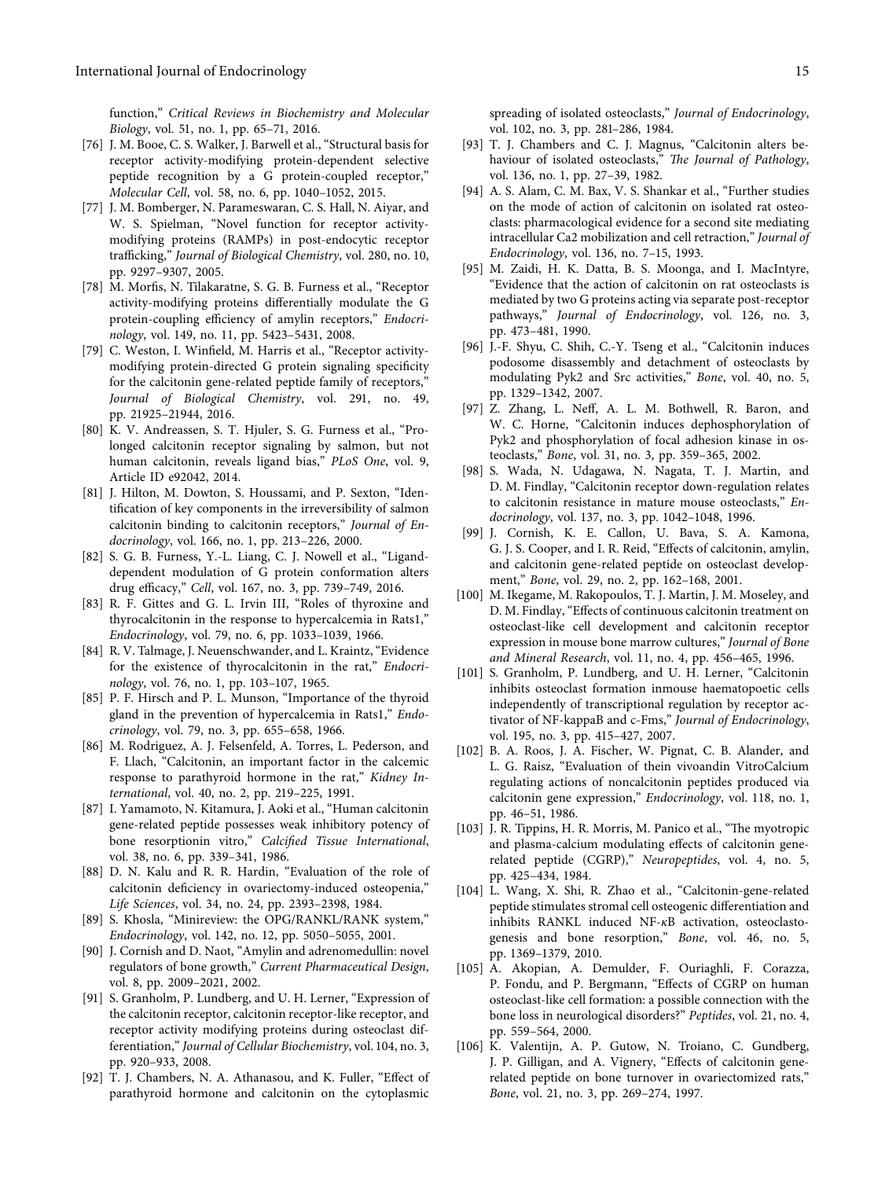function," *Critical Reviews in Biochemistry and Molecular Biology*, vol. 51, no. 1, pp. 65–71, 2016.

[76] J. M. Booe, C. S. Walker, J. Barwell et al., "Structural basis for receptor activity-modifying protein-dependent selective peptide recognition by a G protein-coupled receptor," *Molecular Cell*, vol. 58, no. 6, pp. 1040–1052, 2015.

[77] J. M. Bomberger, N. Parameswaran, C. S. Hall, N. Aiyar, and W. S. Spielman, "Novel function for receptor activity-modifying proteins (RAMPs) in post-endocytic receptor trafficking," *Journal of Biological Chemistry*, vol. 280, no. 10, pp. 9297–9307, 2005.

[78] M. Morfis, N. Tilakaratne, S. G. B. Furness et al., "Receptor activity-modifying proteins differentially modulate the G protein-coupling efficiency of amylin receptors," *Endocrinology*, vol. 149, no. 11, pp. 5423–5431, 2008.

[79] C. Weston, I. Winfield, M. Harris et al., "Receptor activity-modifying protein-directed G protein signaling specificity for the calcitonin gene-related peptide family of receptors," *Journal of Biological Chemistry*, vol. 291, no. 49, pp. 21925–21944, 2016.

[80] K. V. Andreassen, S. T. Hjuler, S. G. Furness et al., "Prolonged calcitonin receptor signaling by salmon, but not human calcitonin, reveals ligand bias," *PLoS One*, vol. 9, Article ID e92042, 2014.

[81] J. Hilton, M. Dowton, S. Houssami, and P. Sexton, "Identification of key components in the irreversibility of salmon calcitonin binding to calcitonin receptors," *Journal of Endocrinology*, vol. 166, no. 1, pp. 213–226, 2000.

[82] S. G. B. Furness, Y.-L. Liang, C. J. Nowell et al., "Ligand-dependent modulation of G protein conformation alters drug efficacy," *Cell*, vol. 167, no. 3, pp. 739–749, 2016.

[83] R. F. Gittes and G. L. Irvin III, "Roles of thyroxine and thyrocalcitonin in the response to hypercalcemia in Rats1," *Endocrinology*, vol. 79, no. 6, pp. 1033–1039, 1966.

[84] R. V. Talmage, J. Neuenschwander, and L. Kraintz, "Evidence for the existence of thyrocalcitonin in the rat," *Endocrinology*, vol. 76, no. 1, pp. 103–107, 1965.

[85] P. F. Hirsch and P. L. Munson, "Importance of the thyroid gland in the prevention of hypercalcemia in Rats1," *Endocrinology*, vol. 79, no. 3, pp. 655–658, 1966.

[86] M. Rodriguez, A. J. Felsenfeld, A. Torres, L. Pederson, and F. Llach, "Calcitonin, an important factor in the calcemic response to parathyroid hormone in the rat," *Kidney International*, vol. 40, no. 2, pp. 219–225, 1991.

[87] I. Yamamoto, N. Kitamura, J. Aoki et al., "Human calcitonin gene-related peptide possesses weak inhibitory potency of bone resorptionin vitro," *Calcified Tissue International*, vol. 38, no. 6, pp. 339–341, 1986.

[88] D. N. Kalu and R. R. Hardin, "Evaluation of the role of calcitonin deficiency in ovariectomy-induced osteopenia," *Life Sciences*, vol. 34, no. 24, pp. 2393–2398, 1984.

[89] S. Khosla, "Minireview: the OPG/RANKL/RANK system," *Endocrinology*, vol. 142, no. 12, pp. 5050–5055, 2001.

[90] J. Cornish and D. Naot, "Amylin and adrenomedullin: novel regulators of bone growth," *Current Pharmaceutical Design*, vol. 8, pp. 2009–2021, 2002.

[91] S. Granholm, P. Lundberg, and U. H. Lerner, "Expression of the calcitonin receptor, calcitonin receptor-like receptor, and receptor activity modifying proteins during osteoclast differentiation," *Journal of Cellular Biochemistry*, vol. 104, no. 3, pp. 920–933, 2008.

[92] T. J. Chambers, N. A. Athanasou, and K. Fuller, "Effect of parathyroid hormone and calcitonin on the cytoplasmic spreading of isolated osteoclasts," *Journal of Endocrinology*, vol. 102, no. 3, pp. 281–286, 1984.

[93] T. J. Chambers and C. J. Magnus, "Calcitonin alters behaviour of isolated osteoclasts," *The Journal of Pathology*, vol. 136, no. 1, pp. 27–39, 1982.

[94] A. S. Alam, C. M. Bax, V. S. Shankar et al., "Further studies on the mode of action of calcitonin on isolated rat osteoclasts: pharmacological evidence for a second site mediating intracellular Ca2 mobilization and cell retraction," *Journal of Endocrinology*, vol. 136, no. 7–15, 1993.

[95] M. Zaidi, H. K. Datta, B. S. Moonga, and I. MacIntyre, "Evidence that the action of calcitonin on rat osteoclasts is mediated by two G proteins acting via separate post-receptor pathways," *Journal of Endocrinology*, vol. 126, no. 3, pp. 473–481, 1990.

[96] J.-F. Shyu, C. Shih, C.-Y. Tseng et al., "Calcitonin induces podosome disassembly and detachment of osteoclasts by modulating Pyk2 and Src activities," *Bone*, vol. 40, no. 5, pp. 1329–1342, 2007.

[97] Z. Zhang, L. Neff, A. L. M. Bothwell, R. Baron, and W. C. Horne, "Calcitonin induces dephosphorylation of Pyk2 and phosphorylation of focal adhesion kinase in osteoclasts," *Bone*, vol. 31, no. 3, pp. 359–365, 2002.

[98] S. Wada, N. Udagawa, N. Nagata, T. J. Martin, and D. M. Findlay, "Calcitonin receptor down-regulation relates to calcitonin resistance in mature mouse osteoclasts," *Endocrinology*, vol. 137, no. 3, pp. 1042–1048, 1996.

[99] J. Cornish, K. E. Callon, U. Bava, S. A. Kamona, G. J. S. Cooper, and I. R. Reid, "Effects of calcitonin, amylin, and calcitonin gene-related peptide on osteoclast development," *Bone*, vol. 29, no. 2, pp. 162–168, 2001.

[100] M. Ikegame, M. Rakopoulos, T. J. Martin, J. M. Moseley, and D. M. Findlay, "Effects of continuous calcitonin treatment on osteoclast-like cell development and calcitonin receptor expression in mouse bone marrow cultures," *Journal of Bone and Mineral Research*, vol. 11, no. 4, pp. 456–465, 1996.

[101] S. Granholm, P. Lundberg, and U. H. Lerner, "Calcitonin inhibits osteoclast formation inmouse haematopoetic cells independently of transcriptional regulation by receptor activator of NF-kappaB and c-Fms," *Journal of Endocrinology*, vol. 195, no. 3, pp. 415–427, 2007.

[102] B. A. Roos, J. A. Fischer, W. Pignat, C. B. Alander, and L. G. Raisz, "Evaluation of thein vivoandin VitroCalcium regulating actions of noncalcitonin peptides produced via calcitonin gene expression," *Endocrinology*, vol. 118, no. 1, pp. 46–51, 1986.

[103] J. R. Tippins, H. R. Morris, M. Panico et al., "The myotropic and plasma-calcium modulating effects of calcitonin gene-related peptide (CGRP)," *Neuropeptides*, vol. 4, no. 5, pp. 425–434, 1984.

[104] L. Wang, X. Shi, R. Zhao et al., "Calcitonin-gene-related peptide stimulates stromal cell osteogenic differentiation and inhibits RANKL induced NF-κB activation, osteoclastogenesis and bone resorption," *Bone*, vol. 46, no. 5, pp. 1369–1379, 2010.

[105] A. Akopian, A. Demulder, F. Ouriaghli, F. Corazza, P. Fondu, and P. Bergmann, "Effects of CGRP on human osteoclast-like cell formation: a possible connection with the bone loss in neurological disorders?" *Peptides*, vol. 21, no. 4, pp. 559–564, 2000.

[106] K. Valentijn, A. P. Gutow, N. Troiano, C. Gundberg, J. P. Gilligan, and A. Vignery, "Effects of calcitonin gene-related peptide on bone turnover in ovariectomized rats," *Bone*, vol. 21, no. 3, pp. 269–274, 1997.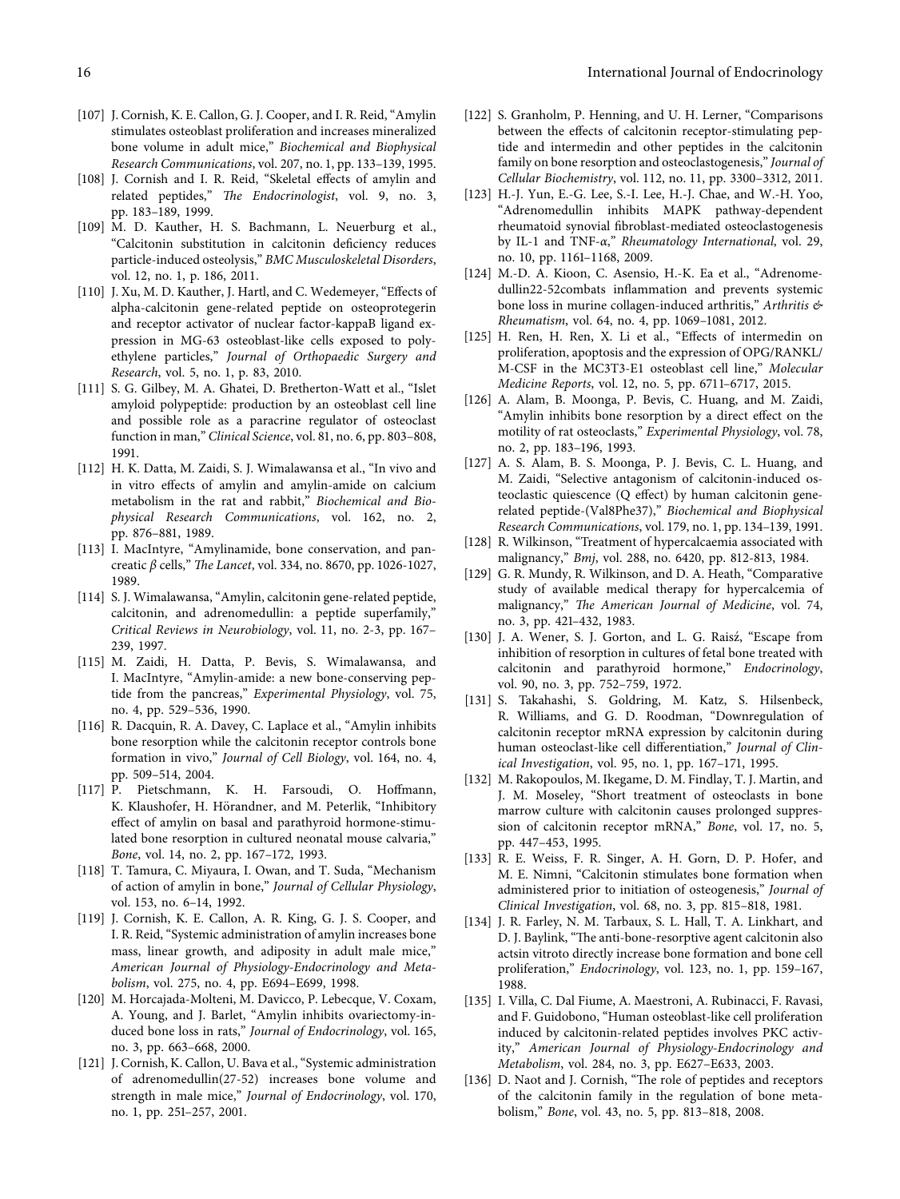[107] J. Cornish, K. E. Callon, G. J. Cooper, and I. R. Reid, "Amylin stimulates osteoblast proliferation and increases mineralized bone volume in adult mice," *Biochemical and Biophysical Research Communications*, vol. 207, no. 1, pp. 133–139, 1995.

[108] J. Cornish and I. R. Reid, "Skeletal effects of amylin and related peptides," *The Endocrinologist*, vol. 9, no. 3, pp. 183–189, 1999.

[109] M. D. Kauther, H. S. Bachmann, L. Neuerburg et al., "Calcitonin substitution in calcitonin deficiency reduces particle-induced osteolysis," *BMC Musculoskeletal Disorders*, vol. 12, no. 1, p. 186, 2011.

[110] J. Xu, M. D. Kauther, J. Hartl, and C. Wedemeyer, "Effects of alpha-calcitonin gene-related peptide on osteoprotegerin and receptor activator of nuclear factor-kappaB ligand expression in MG-63 osteoblast-like cells exposed to polyethylene particles," *Journal of Orthopaedic Surgery and Research*, vol. 5, no. 1, p. 83, 2010.

[111] S. G. Gilbey, M. A. Ghatei, D. Bretherton-Watt et al., "Islet amyloid polypeptide: production by an osteoblast cell line and possible role as a paracrine regulator of osteoclast function in man," *Clinical Science*, vol. 81, no. 6, pp. 803–808, 1991.

[112] H. K. Datta, M. Zaidi, S. J. Wimalawansa et al., "In vivo and in vitro effects of amylin and amylin-amide on calcium metabolism in the rat and rabbit," *Biochemical and Biophysical Research Communications*, vol. 162, no. 2, pp. 876–881, 1989.

[113] I. MacIntyre, "Amylinamide, bone conservation, and pancreatic $\beta$ cells," *The Lancet*, vol. 334, no. 8670, pp. 1026-1027, 1989.

[114] S. J. Wimalawansa, "Amylin, calcitonin gene-related peptide, calcitonin, and adrenomedullin: a peptide superfamily," *Critical Reviews in Neurobiology*, vol. 11, no. 2-3, pp. 167–239, 1997.

[115] M. Zaidi, H. Datta, P. Bevis, S. Wimalawansa, and I. MacIntyre, "Amylin-amide: a new bone-conserving peptide from the pancreas," *Experimental Physiology*, vol. 75, no. 4, pp. 529–536, 1990.

[116] R. Dacquin, R. A. Davey, C. Laplace et al., "Amylin inhibits bone resorption while the calcitonin receptor controls bone formation in vivo," *Journal of Cell Biology*, vol. 164, no. 4, pp. 509–514, 2004.

[117] P. Pietschmann, K. H. Farsoudi, O. Hoffmann, K. Klaushofer, H. Hörandner, and M. Peterlik, "Inhibitory effect of amylin on basal and parathyroid hormone-stimulated bone resorption in cultured neonatal mouse calvaria," *Bone*, vol. 14, no. 2, pp. 167–172, 1993.

[118] T. Tamura, C. Miyaura, I. Owan, and T. Suda, "Mechanism of action of amylin in bone," *Journal of Cellular Physiology*, vol. 153, no. 6–14, 1992.

[119] J. Cornish, K. E. Callon, A. R. King, G. J. S. Cooper, and I. R. Reid, "Systemic administration of amylin increases bone mass, linear growth, and adiposity in adult male mice," *American Journal of Physiology-Endocrinology and Metabolism*, vol. 275, no. 4, pp. E694–E699, 1998.

[120] M. Horcajada-Molteni, M. Davicco, P. Lebecque, V. Coxam, A. Young, and J. Barlet, "Amylin inhibits ovariectomy-induced bone loss in rats," *Journal of Endocrinology*, vol. 165, no. 3, pp. 663–668, 2000.

[121] J. Cornish, K. Callon, U. Bava et al., "Systemic administration of adrenomedullin(27-52) increases bone volume and strength in male mice," *Journal of Endocrinology*, vol. 170, no. 1, pp. 251–257, 2001.

[122] S. Granholm, P. Henning, and U. H. Lerner, "Comparisons between the effects of calcitonin receptor-stimulating peptide and intermedin and other peptides in the calcitonin family on bone resorption and osteoclastogenesis," *Journal of Cellular Biochemistry*, vol. 112, no. 11, pp. 3300–3312, 2011.

[123] H.-J. Yun, E.-G. Lee, S.-I. Lee, H.-J. Chae, and W.-H. Yoo, "Adrenomedullin inhibits MAPK pathway-dependent rheumatoid synovial fibroblast-mediated osteoclastogenesis by IL-1 and TNF-$\alpha$," *Rheumatology International*, vol. 29, no. 10, pp. 1161–1168, 2009.

[124] M.-D. A. Kioon, C. Asensio, H.-K. Ea et al., "Adrenomedullin22-52combats inflammation and prevents systemic bone loss in murine collagen-induced arthritis," *Arthritis & Rheumatism*, vol. 64, no. 4, pp. 1069–1081, 2012.

[125] H. Ren, H. Ren, X. Li et al., "Effects of intermedin on proliferation, apoptosis and the expression of OPG/RANKL/M-CSF in the MC3T3-E1 osteoblast cell line," *Molecular Medicine Reports*, vol. 12, no. 5, pp. 6711–6717, 2015.

[126] A. Alam, B. Moonga, P. Bevis, C. Huang, and M. Zaidi, "Amylin inhibits bone resorption by a direct effect on the motility of rat osteoclasts," *Experimental Physiology*, vol. 78, no. 2, pp. 183–196, 1993.

[127] A. S. Alam, B. S. Moonga, P. J. Bevis, C. L. Huang, and M. Zaidi, "Selective antagonism of calcitonin-induced osteoclastic quiescence (Q effect) by human calcitonin gene-related peptide-(Val8Phe37)," *Biochemical and Biophysical Research Communications*, vol. 179, no. 1, pp. 134–139, 1991.

[128] R. Wilkinson, "Treatment of hypercalcaemia associated with malignancy," *Bmj*, vol. 288, no. 6420, pp. 812-813, 1984.

[129] G. R. Mundy, R. Wilkinson, and D. A. Heath, "Comparative study of available medical therapy for hypercalcemia of malignancy," *The American Journal of Medicine*, vol. 74, no. 3, pp. 421–432, 1983.

[130] J. A. Wener, S. J. Gorton, and L. G. Raisź, "Escape from inhibition of resorption in cultures of fetal bone treated with calcitonin and parathyroid hormone," *Endocrinology*, vol. 90, no. 3, pp. 752–759, 1972.

[131] S. Takahashi, S. Goldring, M. Katz, S. Hilsenbeck, R. Williams, and G. D. Roodman, "Downregulation of calcitonin receptor mRNA expression by calcitonin during human osteoclast-like cell differentiation," *Journal of Clinical Investigation*, vol. 95, no. 1, pp. 167–171, 1995.

[132] M. Rakopoulos, M. Ikegame, D. M. Findlay, T. J. Martin, and J. M. Moseley, "Short treatment of osteoclasts in bone marrow culture with calcitonin causes prolonged suppression of calcitonin receptor mRNA," *Bone*, vol. 17, no. 5, pp. 447–453, 1995.

[133] R. E. Weiss, F. R. Singer, A. H. Gorn, D. P. Hofer, and M. E. Nimni, "Calcitonin stimulates bone formation when administered prior to initiation of osteogenesis," *Journal of Clinical Investigation*, vol. 68, no. 3, pp. 815–818, 1981.

[134] J. R. Farley, N. M. Tarbaux, S. L. Hall, T. A. Linkhart, and D. J. Baylink, "The anti-bone-resorptive agent calcitonin also actsin vitroto directly increase bone formation and bone cell proliferation," *Endocrinology*, vol. 123, no. 1, pp. 159–167, 1988.

[135] I. Villa, C. Dal Fiume, A. Maestroni, A. Rubinacci, F. Ravasi, and F. Guidobono, "Human osteoblast-like cell proliferation induced by calcitonin-related peptides involves PKC activity," *American Journal of Physiology-Endocrinology and Metabolism*, vol. 284, no. 3, pp. E627–E633, 2003.

[136] D. Naot and J. Cornish, "The role of peptides and receptors of the calcitonin family in the regulation of bone metabolism," *Bone*, vol. 43, no. 5, pp. 813–818, 2008.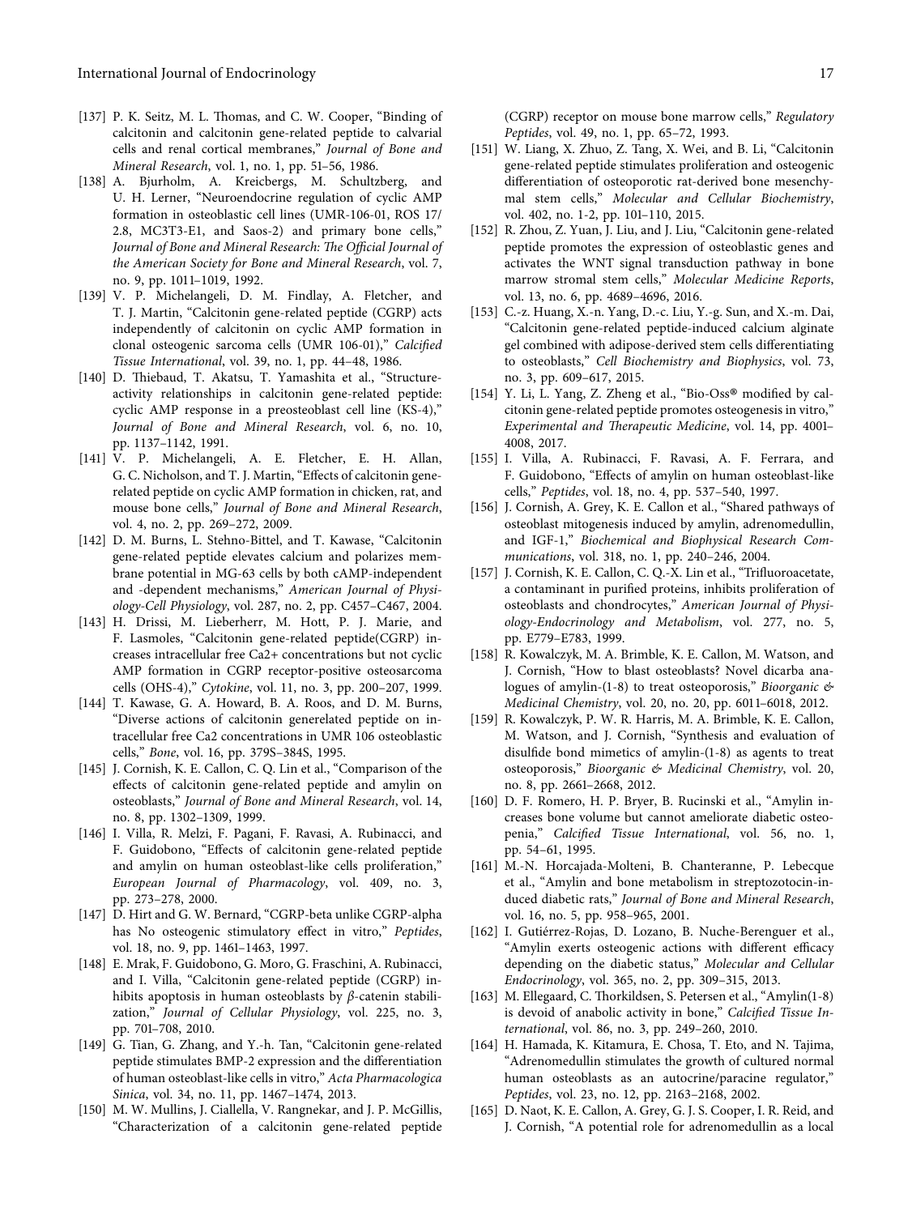[137] P. K. Seitz, M. L. Thomas, and C. W. Cooper, “Binding of calcitonin and calcitonin gene-related peptide to calvarial cells and renal cortical membranes,” *Journal of Bone and Mineral Research*, vol. 1, no. 1, pp. 51–56, 1986.

[138] A. Bjurholm, A. Kreicbergs, M. Schultzberg, and U. H. Lerner, “Neuroendocrine regulation of cyclic AMP formation in osteoblastic cell lines (UMR-106-01, ROS 17/2.8, MC3T3-E1, and Saos-2) and primary bone cells,” *Journal of Bone and Mineral Research: The Official Journal of the American Society for Bone and Mineral Research*, vol. 7, no. 9, pp. 1011–1019, 1992.

[139] V. P. Michelangeli, D. M. Findlay, A. Fletcher, and T. J. Martin, “Calcitonin gene-related peptide (CGRP) acts independently of calcitonin on cyclic AMP formation in clonal osteogenic sarcoma cells (UMR 106-01),” *Calcified Tissue International*, vol. 39, no. 1, pp. 44–48, 1986.

[140] D. Thiebaud, T. Akatsu, T. Yamashita et al., “Structure-activity relationships in calcitonin gene-related peptide: cyclic AMP response in a preosteoblast cell line (KS-4),” *Journal of Bone and Mineral Research*, vol. 6, no. 10, pp. 1137–1142, 1991.

[141] V. P. Michelangeli, A. E. Fletcher, E. H. Allan, G. C. Nicholson, and T. J. Martin, “Effects of calcitonin gene-related peptide on cyclic AMP formation in chicken, rat, and mouse bone cells,” *Journal of Bone and Mineral Research*, vol. 4, no. 2, pp. 269–272, 2009.

[142] D. M. Burns, L. Stehno-Bittel, and T. Kawase, “Calcitonin gene-related peptide elevates calcium and polarizes membrane potential in MG-63 cells by both cAMP-independent and -dependent mechanisms,” *American Journal of Physiology-Cell Physiology*, vol. 287, no. 2, pp. C457–C467, 2004.

[143] H. Drissi, M. Lieberherr, M. Hott, P. J. Marie, and F. Lasmoles, “Calcitonin gene-related peptide(CGRP) increases intracellular free Ca2+ concentrations but not cyclic AMP formation in CGRP receptor-positive osteosarcoma cells (OHS-4),” *Cytokine*, vol. 11, no. 3, pp. 200–207, 1999.

[144] T. Kawase, G. A. Howard, B. A. Roos, and D. M. Burns, “Diverse actions of calcitonin generelated peptide on intracellular free Ca2 concentrations in UMR 106 osteoblastic cells,” *Bone*, vol. 16, pp. 379S–384S, 1995.

[145] J. Cornish, K. E. Callon, C. Q. Lin et al., “Comparison of the effects of calcitonin gene-related peptide and amylin on osteoblasts,” *Journal of Bone and Mineral Research*, vol. 14, no. 8, pp. 1302–1309, 1999.

[146] I. Villa, R. Melzi, F. Pagani, F. Ravasi, A. Rubinacci, and F. Guidobono, “Effects of calcitonin gene-related peptide and amylin on human osteoblast-like cells proliferation,” *European Journal of Pharmacology*, vol. 409, no. 3, pp. 273–278, 2000.

[147] D. Hirt and G. W. Bernard, “CGRP-beta unlike CGRP-alpha has No osteogenic stimulatory effect in vitro,” *Peptides*, vol. 18, no. 9, pp. 1461–1463, 1997.

[148] E. Mrak, F. Guidobono, G. Moro, G. Fraschini, A. Rubinacci, and I. Villa, “Calcitonin gene-related peptide (CGRP) inhibits apoptosis in human osteoblasts by $\beta$-catenin stabilization,” *Journal of Cellular Physiology*, vol. 225, no. 3, pp. 701–708, 2010.

[149] G. Tian, G. Zhang, and Y.-h. Tan, “Calcitonin gene-related peptide stimulates BMP-2 expression and the differentiation of human osteoblast-like cells in vitro,” *Acta Pharmacologica Sinica*, vol. 34, no. 11, pp. 1467–1474, 2013.

[150] M. W. Mullins, J. Ciallella, V. Rangnekar, and J. P. McGillis, “Characterization of a calcitonin gene-related peptide (CGRP) receptor on mouse bone marrow cells,” *Regulatory Peptides*, vol. 49, no. 1, pp. 65–72, 1993.

[151] W. Liang, X. Zhuo, Z. Tang, X. Wei, and B. Li, “Calcitonin gene-related peptide stimulates proliferation and osteogenic differentiation of osteoporotic rat-derived bone mesenchymal stem cells,” *Molecular and Cellular Biochemistry*, vol. 402, no. 1-2, pp. 101–110, 2015.

[152] R. Zhou, Z. Yuan, J. Liu, and J. Liu, “Calcitonin gene-related peptide promotes the expression of osteoblastic genes and activates the WNT signal transduction pathway in bone marrow stromal stem cells,” *Molecular Medicine Reports*, vol. 13, no. 6, pp. 4689–4696, 2016.

[153] C.-z. Huang, X.-n. Yang, D.-c. Liu, Y.-g. Sun, and X.-m. Dai, “Calcitonin gene-related peptide-induced calcium alginate gel combined with adipose-derived stem cells differentiating to osteoblasts,” *Cell Biochemistry and Biophysics*, vol. 73, no. 3, pp. 609–617, 2015.

[154] Y. Li, L. Yang, Z. Zheng et al., “Bio-Oss® modified by calcitonin gene-related peptide promotes osteogenesis in vitro,” *Experimental and Therapeutic Medicine*, vol. 14, pp. 4001–4008, 2017.

[155] I. Villa, A. Rubinacci, F. Ravasi, A. F. Ferrara, and F. Guidobono, “Effects of amylin on human osteoblast-like cells,” *Peptides*, vol. 18, no. 4, pp. 537–540, 1997.

[156] J. Cornish, A. Grey, K. E. Callon et al., “Shared pathways of osteoblast mitogenesis induced by amylin, adrenomedullin, and IGF-1,” *Biochemical and Biophysical Research Communications*, vol. 318, no. 1, pp. 240–246, 2004.

[157] J. Cornish, K. E. Callon, C. Q.-X. Lin et al., “Trifluoroacetate, a contaminant in purified proteins, inhibits proliferation of osteoblasts and chondrocytes,” *American Journal of Physiology-Endocrinology and Metabolism*, vol. 277, no. 5, pp. E779–E783, 1999.

[158] R. Kowalczyk, M. A. Brimble, K. E. Callon, M. Watson, and J. Cornish, “How to blast osteoblasts? Novel dicarba analogues of amylin-(1-8) to treat osteoporosis,” *Bioorganic & Medicinal Chemistry*, vol. 20, no. 20, pp. 6011–6018, 2012.

[159] R. Kowalczyk, P. W. R. Harris, M. A. Brimble, K. E. Callon, M. Watson, and J. Cornish, “Synthesis and evaluation of disulfide bond mimetics of amylin-(1-8) as agents to treat osteoporosis,” *Bioorganic & Medicinal Chemistry*, vol. 20, no. 8, pp. 2661–2668, 2012.

[160] D. F. Romero, H. P. Bryer, B. Rucinski et al., “Amylin increases bone volume but cannot ameliorate diabetic osteopenia,” *Calcified Tissue International*, vol. 56, no. 1, pp. 54–61, 1995.

[161] M.-N. Horcajada-Molteni, B. Chanteranne, P. Lebecque et al., “Amylin and bone metabolism in streptozotocin-induced diabetic rats,” *Journal of Bone and Mineral Research*, vol. 16, no. 5, pp. 958–965, 2001.

[162] I. Gutiérrez-Rojas, D. Lozano, B. Nuche-Berenguer et al., “Amylin exerts osteogenic actions with different efficacy depending on the diabetic status,” *Molecular and Cellular Endocrinology*, vol. 365, no. 2, pp. 309–315, 2013.

[163] M. Ellegaard, C. Thorkildsen, S. Petersen et al., “Amylin(1-8) is devoid of anabolic activity in bone,” *Calcified Tissue International*, vol. 86, no. 3, pp. 249–260, 2010.

[164] H. Hamada, K. Kitamura, E. Chosa, T. Eto, and N. Tajima, “Adrenomedullin stimulates the growth of cultured normal human osteoblasts as an autocrine/paracine regulator,” *Peptides*, vol. 23, no. 12, pp. 2163–2168, 2002.

[165] D. Naot, K. E. Callon, A. Grey, G. J. S. Cooper, I. R. Reid, and J. Cornish, “A potential role for adrenomedullin as a local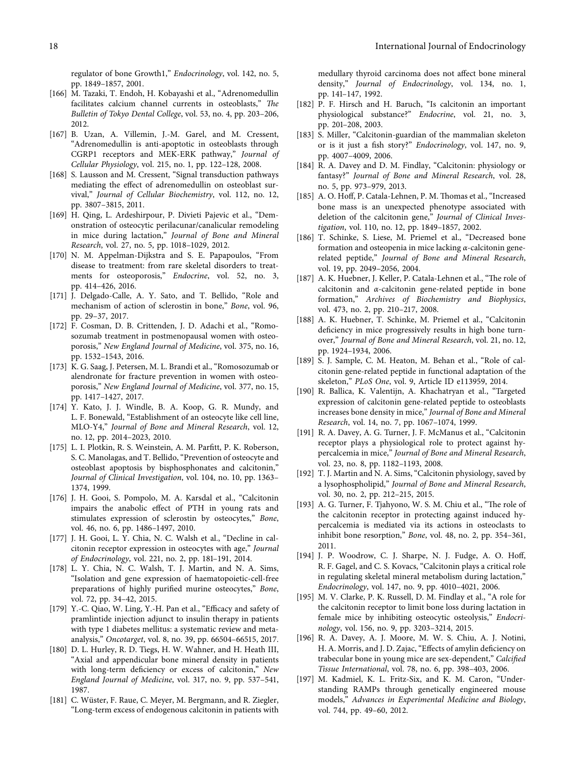regulator of bone Growth1," *Endocrinology*, vol. 142, no. 5, pp. 1849–1857, 2001.

[166] M. Tazaki, T. Endoh, H. Kobayashi et al., "Adrenomedullin facilitates calcium channel currents in osteoblasts," *The Bulletin of Tokyo Dental College*, vol. 53, no. 4, pp. 203–206, 2012.

[167] B. Uzan, A. Villemin, J.-M. Garel, and M. Cressent, "Adrenomedullin is anti-apoptotic in osteoblasts through CGRP1 receptors and MEK-ERK pathway," *Journal of Cellular Physiology*, vol. 215, no. 1, pp. 122–128, 2008.

[168] S. Lausson and M. Cressent, "Signal transduction pathways mediating the effect of adrenomedullin on osteoblast survival," *Journal of Cellular Biochemistry*, vol. 112, no. 12, pp. 3807–3815, 2011.

[169] H. Qing, L. Ardeshirpour, P. Divieti Pajevic et al., "Demonstration of osteocytic perilacunar/canalicular remodeling in mice during lactation," *Journal of Bone and Mineral Research*, vol. 27, no. 5, pp. 1018–1029, 2012.

[170] N. M. Appelman-Dijkstra and S. E. Papapoulos, "From disease to treatment: from rare skeletal disorders to treatments for osteoporosis," *Endocrine*, vol. 52, no. 3, pp. 414–426, 2016.

[171] J. Delgado-Calle, A. Y. Sato, and T. Bellido, "Role and mechanism of action of sclerostin in bone," *Bone*, vol. 96, pp. 29–37, 2017.

[172] F. Cosman, D. B. Crittenden, J. D. Adachi et al., "Romosozumab treatment in postmenopausal women with osteoporosis," *New England Journal of Medicine*, vol. 375, no. 16, pp. 1532–1543, 2016.

[173] K. G. Saag, J. Petersen, M. L. Brandi et al., "Romosozumab or alendronate for fracture prevention in women with osteoporosis," *New England Journal of Medicine*, vol. 377, no. 15, pp. 1417–1427, 2017.

[174] Y. Kato, J. J. Windle, B. A. Koop, G. R. Mundy, and L. F. Bonewald, "Establishment of an osteocyte like cell line, MLO-Y4," *Journal of Bone and Mineral Research*, vol. 12, no. 12, pp. 2014–2023, 2010.

[175] L. I. Plotkin, R. S. Weinstein, A. M. Parfitt, P. K. Roberson, S. C. Manolagas, and T. Bellido, "Prevention of osteocyte and osteoblast apoptosis by bisphosphonates and calcitonin," *Journal of Clinical Investigation*, vol. 104, no. 10, pp. 1363–1374, 1999.

[176] J. H. Gooi, S. Pompolo, M. A. Karsdal et al., "Calcitonin impairs the anabolic effect of PTH in young rats and stimulates expression of sclerostin by osteocytes," *Bone*, vol. 46, no. 6, pp. 1486–1497, 2010.

[177] J. H. Gooi, L. Y. Chia, N. C. Walsh et al., "Decline in calcitonin receptor expression in osteocytes with age," *Journal of Endocrinology*, vol. 221, no. 2, pp. 181–191, 2014.

[178] L. Y. Chia, N. C. Walsh, T. J. Martin, and N. A. Sims, "Isolation and gene expression of haematopoietic-cell-free preparations of highly purified murine osteocytes," *Bone*, vol. 72, pp. 34–42, 2015.

[179] Y.-C. Qiao, W. Ling, Y.-H. Pan et al., "Efficacy and safety of pramlintide injection adjunct to insulin therapy in patients with type 1 diabetes mellitus: a systematic review and meta-analysis," *Oncotarget*, vol. 8, no. 39, pp. 66504–66515, 2017.

[180] D. L. Hurley, R. D. Tiegs, H. W. Wahner, and H. Heath III, "Axial and appendicular bone mineral density in patients with long-term deficiency or excess of calcitonin," *New England Journal of Medicine*, vol. 317, no. 9, pp. 537–541, 1987.

[181] C. Wüster, F. Raue, C. Meyer, M. Bergmann, and R. Ziegler, "Long-term excess of endogenous calcitonin in patients with medullary thyroid carcinoma does not affect bone mineral density," *Journal of Endocrinology*, vol. 134, no. 1, pp. 141–147, 1992.

[182] P. F. Hirsch and H. Baruch, "Is calcitonin an important physiological substance?" *Endocrine*, vol. 21, no. 3, pp. 201–208, 2003.

[183] S. Miller, "Calcitonin-guardian of the mammalian skeleton or is it just a fish story?" *Endocrinology*, vol. 147, no. 9, pp. 4007–4009, 2006.

[184] R. A. Davey and D. M. Findlay, "Calcitonin: physiology or fantasy?" *Journal of Bone and Mineral Research*, vol. 28, no. 5, pp. 973–979, 2013.

[185] A. O. Hoff, P. Catala-Lehnen, P. M. Thomas et al., "Increased bone mass is an unexpected phenotype associated with deletion of the calcitonin gene," *Journal of Clinical Investigation*, vol. 110, no. 12, pp. 1849–1857, 2002.

[186] T. Schinke, S. Liese, M. Priemel et al., "Decreased bone formation and osteopenia in mice lacking $\alpha$-calcitonin gene-related peptide," *Journal of Bone and Mineral Research*, vol. 19, pp. 2049–2056, 2004.

[187] A. K. Huebner, J. Keller, P. Catala-Lehnen et al., "The role of calcitonin and $\alpha$-calcitonin gene-related peptide in bone formation," *Archives of Biochemistry and Biophysics*, vol. 473, no. 2, pp. 210–217, 2008.

[188] A. K. Huebner, T. Schinke, M. Priemel et al., "Calcitonin deficiency in mice progressively results in high bone turnover," *Journal of Bone and Mineral Research*, vol. 21, no. 12, pp. 1924–1934, 2006.

[189] S. J. Sample, C. M. Heaton, M. Behan et al., "Role of calcitonin gene-related peptide in functional adaptation of the skeleton," *PLoS One*, vol. 9, Article ID e113959, 2014.

[190] R. Ballica, K. Valentijn, A. Khachatryan et al., "Targeted expression of calcitonin gene-related peptide to osteoblasts increases bone density in mice," *Journal of Bone and Mineral Research*, vol. 14, no. 7, pp. 1067–1074, 1999.

[191] R. A. Davey, A. G. Turner, J. F. McManus et al., "Calcitonin receptor plays a physiological role to protect against hypercalcemia in mice," *Journal of Bone and Mineral Research*, vol. 23, no. 8, pp. 1182–1193, 2008.

[192] T. J. Martin and N. A. Sims, "Calcitonin physiology, saved by a lysophospholipid," *Journal of Bone and Mineral Research*, vol. 30, no. 2, pp. 212–215, 2015.

[193] A. G. Turner, F. Tjahyono, W. S. M. Chiu et al., "The role of the calcitonin receptor in protecting against induced hypercalcemia is mediated via its actions in osteoclasts to inhibit bone resorption," *Bone*, vol. 48, no. 2, pp. 354–361, 2011.

[194] J. P. Woodrow, C. J. Sharpe, N. J. Fudge, A. O. Hoff, R. F. Gagel, and C. S. Kovacs, "Calcitonin plays a critical role in regulating skeletal mineral metabolism during lactation," *Endocrinology*, vol. 147, no. 9, pp. 4010–4021, 2006.

[195] M. V. Clarke, P. K. Russell, D. M. Findlay et al., "A role for the calcitonin receptor to limit bone loss during lactation in female mice by inhibiting osteocytic osteolysis," *Endocrinology*, vol. 156, no. 9, pp. 3203–3214, 2015.

[196] R. A. Davey, A. J. Moore, M. W. S. Chiu, A. J. Notini, H. A. Morris, and J. D. Zajac, "Effects of amylin deficiency on trabecular bone in young mice are sex-dependent," *Calcified Tissue International*, vol. 78, no. 6, pp. 398–403, 2006.

[197] M. Kadmiel, K. L. Fritz-Six, and K. M. Caron, "Understanding RAMPs through genetically engineered mouse models," *Advances in Experimental Medicine and Biology*, vol. 744, pp. 49–60, 2012.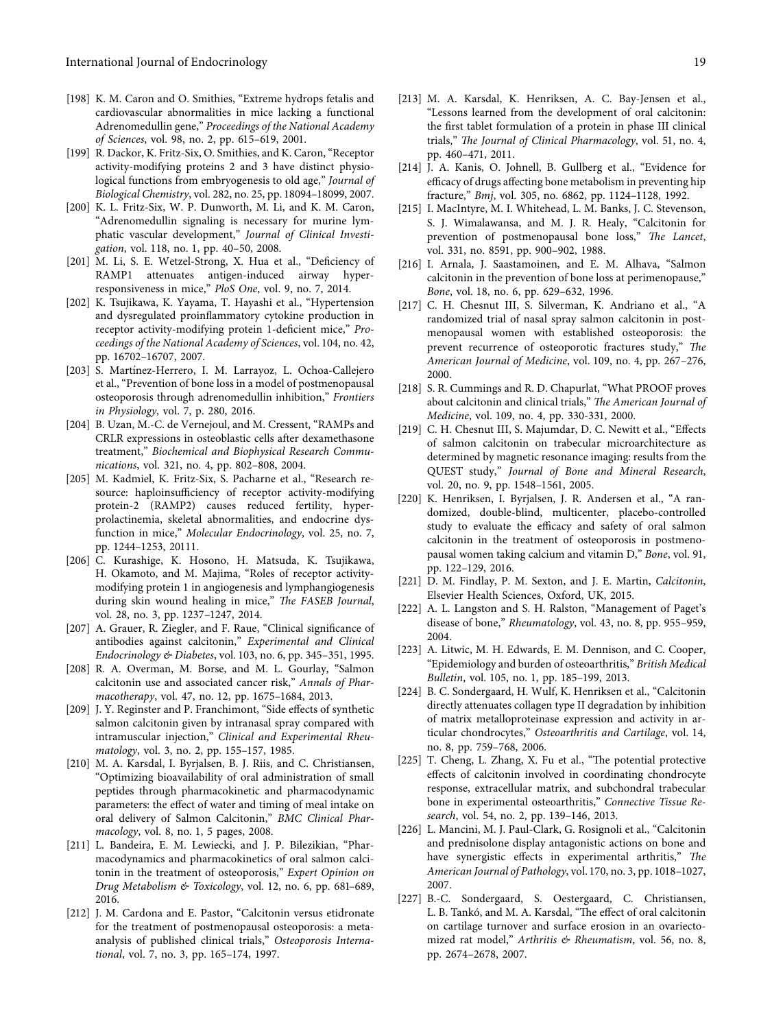[198] K. M. Caron and O. Smithies, "Extreme hydrops fetalis and cardiovascular abnormalities in mice lacking a functional Adrenomedullin gene," *Proceedings of the National Academy of Sciences*, vol. 98, no. 2, pp. 615–619, 2001.

[199] R. Dackor, K. Fritz-Six, O. Smithies, and K. Caron, "Receptor activity-modifying proteins 2 and 3 have distinct physiological functions from embryogenesis to old age," *Journal of Biological Chemistry*, vol. 282, no. 25, pp. 18094–18099, 2007.

[200] K. L. Fritz-Six, W. P. Dunworth, M. Li, and K. M. Caron, "Adrenomedullin signaling is necessary for murine lymphatic vascular development," *Journal of Clinical Investigation*, vol. 118, no. 1, pp. 40–50, 2008.

[201] M. Li, S. E. Wetzel-Strong, X. Hua et al., "Deficiency of RAMP1 attenuates antigen-induced airway hyperresponsiveness in mice," *PloS One*, vol. 9, no. 7, 2014.

[202] K. Tsujikawa, K. Yayama, T. Hayashi et al., "Hypertension and dysregulated proinflammatory cytokine production in receptor activity-modifying protein 1-deficient mice," *Proceedings of the National Academy of Sciences*, vol. 104, no. 42, pp. 16702–16707, 2007.

[203] S. Martínez-Herrero, I. M. Larrayoz, L. Ochoa-Callejero et al., "Prevention of bone loss in a model of postmenopausal osteoporosis through adrenomedullin inhibition," *Frontiers in Physiology*, vol. 7, p. 280, 2016.

[204] B. Uzan, M.-C. de Vernejoul, and M. Cressent, "RAMPs and CRLR expressions in osteoblastic cells after dexamethasone treatment," *Biochemical and Biophysical Research Communications*, vol. 321, no. 4, pp. 802–808, 2004.

[205] M. Kadmiel, K. Fritz-Six, S. Pacharne et al., "Research resource: haploinsufficiency of receptor activity-modifying protein-2 (RAMP2) causes reduced fertility, hyperprolactinemia, skeletal abnormalities, and endocrine dysfunction in mice," *Molecular Endocrinology*, vol. 25, no. 7, pp. 1244–1253, 20111.

[206] C. Kurashige, K. Hosono, H. Matsuda, K. Tsujikawa, H. Okamoto, and M. Majima, "Roles of receptor activity-modifying protein 1 in angiogenesis and lymphangiogenesis during skin wound healing in mice," *The FASEB Journal*, vol. 28, no. 3, pp. 1237–1247, 2014.

[207] A. Grauer, R. Ziegler, and F. Raue, "Clinical significance of antibodies against calcitonin," *Experimental and Clinical Endocrinology & Diabetes*, vol. 103, no. 6, pp. 345–351, 1995.

[208] R. A. Overman, M. Borse, and M. L. Gourlay, "Salmon calcitonin use and associated cancer risk," *Annals of Pharmacotherapy*, vol. 47, no. 12, pp. 1675–1684, 2013.

[209] J. Y. Reginster and P. Franchimont, "Side effects of synthetic salmon calcitonin given by intranasal spray compared with intramuscular injection," *Clinical and Experimental Rheumatology*, vol. 3, no. 2, pp. 155–157, 1985.

[210] M. A. Karsdal, I. Byrjalsen, B. J. Riis, and C. Christiansen, "Optimizing bioavailability of oral administration of small peptides through pharmacokinetic and pharmacodynamic parameters: the effect of water and timing of meal intake on oral delivery of Salmon Calcitonin," *BMC Clinical Pharmacology*, vol. 8, no. 1, 5 pages, 2008.

[211] L. Bandeira, E. M. Lewiecki, and J. P. Bilezikian, "Pharmacodynamics and pharmacokinetics of oral salmon calcitonin in the treatment of osteoporosis," *Expert Opinion on Drug Metabolism & Toxicology*, vol. 12, no. 6, pp. 681–689, 2016.

[212] J. M. Cardona and E. Pastor, "Calcitonin versus etidronate for the treatment of postmenopausal osteoporosis: a meta-analysis of published clinical trials," *Osteoporosis International*, vol. 7, no. 3, pp. 165–174, 1997.

[213] M. A. Karsdal, K. Henriksen, A. C. Bay-Jensen et al., "Lessons learned from the development of oral calcitonin: the first tablet formulation of a protein in phase III clinical trials," *The Journal of Clinical Pharmacology*, vol. 51, no. 4, pp. 460–471, 2011.

[214] J. A. Kanis, O. Johnell, B. Gullberg et al., "Evidence for efficacy of drugs affecting bone metabolism in preventing hip fracture," *Bmj*, vol. 305, no. 6862, pp. 1124–1128, 1992.

[215] I. MacIntyre, M. I. Whitehead, L. M. Banks, J. C. Stevenson, S. J. Wimalawansa, and M. J. R. Healy, "Calcitonin for prevention of postmenopausal bone loss," *The Lancet*, vol. 331, no. 8591, pp. 900–902, 1988.

[216] I. Arnala, J. Saastamoinen, and E. M. Alhava, "Salmon calcitonin in the prevention of bone loss at perimenopause," *Bone*, vol. 18, no. 6, pp. 629–632, 1996.

[217] C. H. Chesnut III, S. Silverman, K. Andriano et al., "A randomized trial of nasal spray salmon calcitonin in postmenopausal women with established osteoporosis: the prevent recurrence of osteoporotic fractures study," *The American Journal of Medicine*, vol. 109, no. 4, pp. 267–276, 2000.

[218] S. R. Cummings and R. D. Chapurlat, "What PROOF proves about calcitonin and clinical trials," *The American Journal of Medicine*, vol. 109, no. 4, pp. 330-331, 2000.

[219] C. H. Chesnut III, S. Majumdar, D. C. Newitt et al., "Effects of salmon calcitonin on trabecular microarchitecture as determined by magnetic resonance imaging: results from the QUEST study," *Journal of Bone and Mineral Research*, vol. 20, no. 9, pp. 1548–1561, 2005.

[220] K. Henriksen, I. Byrjalsen, J. R. Andersen et al., "A randomized, double-blind, multicenter, placebo-controlled study to evaluate the efficacy and safety of oral salmon calcitonin in the treatment of osteoporosis in postmenopausal women taking calcium and vitamin D," *Bone*, vol. 91, pp. 122–129, 2016.

[221] D. M. Findlay, P. M. Sexton, and J. E. Martin, *Calcitonin*, Elsevier Health Sciences, Oxford, UK, 2015.

[222] A. L. Langston and S. H. Ralston, "Management of Paget's disease of bone," *Rheumatology*, vol. 43, no. 8, pp. 955–959, 2004.

[223] A. Litwic, M. H. Edwards, E. M. Dennison, and C. Cooper, "Epidemiology and burden of osteoarthritis," *British Medical Bulletin*, vol. 105, no. 1, pp. 185–199, 2013.

[224] B. C. Sondergaard, H. Wulf, K. Henriksen et al., "Calcitonin directly attenuates collagen type II degradation by inhibition of matrix metalloproteinase expression and activity in articular chondrocytes," *Osteoarthritis and Cartilage*, vol. 14, no. 8, pp. 759–768, 2006.

[225] T. Cheng, L. Zhang, X. Fu et al., "The potential protective effects of calcitonin involved in coordinating chondrocyte response, extracellular matrix, and subchondral trabecular bone in experimental osteoarthritis," *Connective Tissue Research*, vol. 54, no. 2, pp. 139–146, 2013.

[226] L. Mancini, M. J. Paul-Clark, G. Rosignoli et al., "Calcitonin and prednisolone display antagonistic actions on bone and have synergistic effects in experimental arthritis," *The American Journal of Pathology*, vol. 170, no. 3, pp. 1018–1027, 2007.

[227] B.-C. Sondergaard, S. Oestergaard, C. Christiansen, L. B. Tankó, and M. A. Karsdal, "The effect of oral calcitonin on cartilage turnover and surface erosion in an ovariectomized rat model," *Arthritis & Rheumatism*, vol. 56, no. 8, pp. 2674–2678, 2007.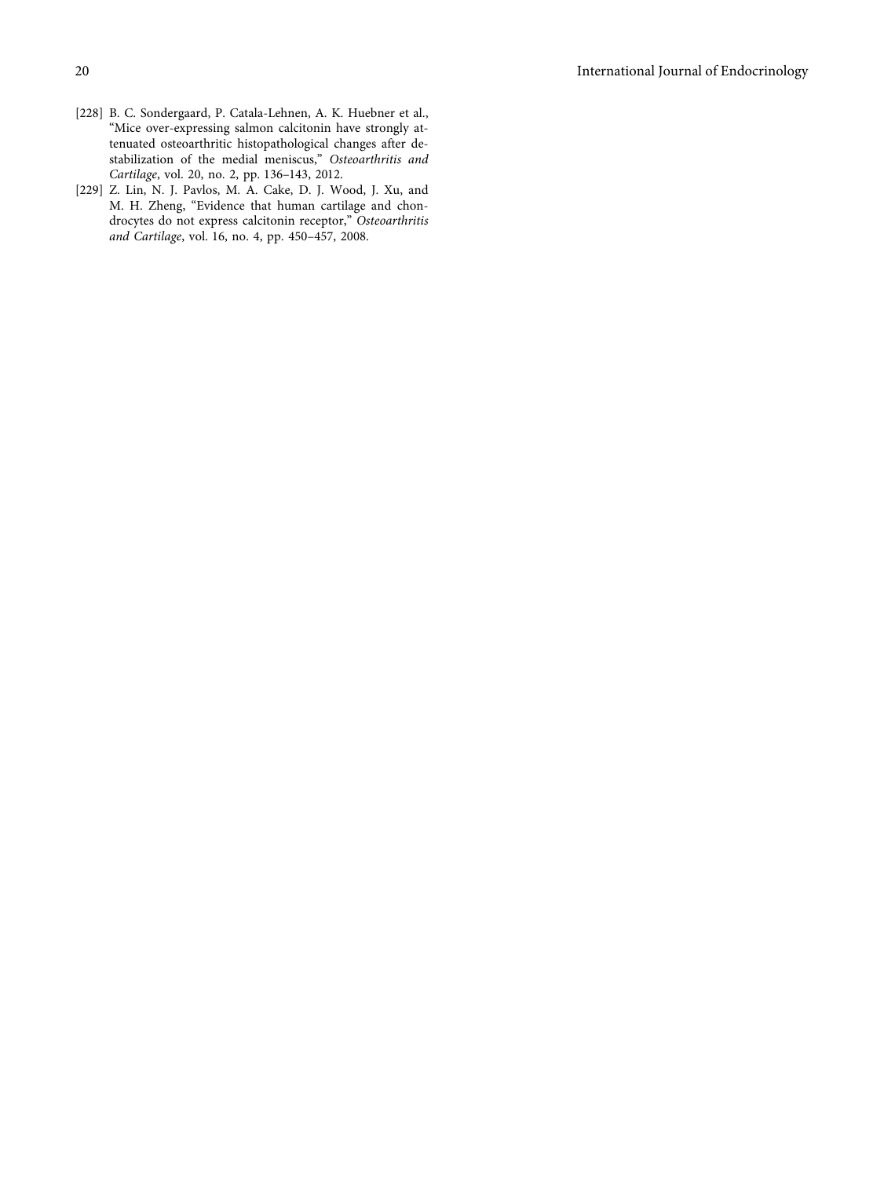[228] B. C. Sondergaard, P. Catala-Lehnen, A. K. Huebner et al., "Mice over-expressing salmon calcitonin have strongly attenuated osteoarthritic histopathological changes after destabilization of the medial meniscus," *Osteoarthritis and Cartilage*, vol. 20, no. 2, pp. 136–143, 2012.

[229] Z. Lin, N. J. Pavlos, M. A. Cake, D. J. Wood, J. Xu, and M. H. Zheng, "Evidence that human cartilage and chondrocytes do not express calcitonin receptor," *Osteoarthritis and Cartilage*, vol. 16, no. 4, pp. 450–457, 2008.